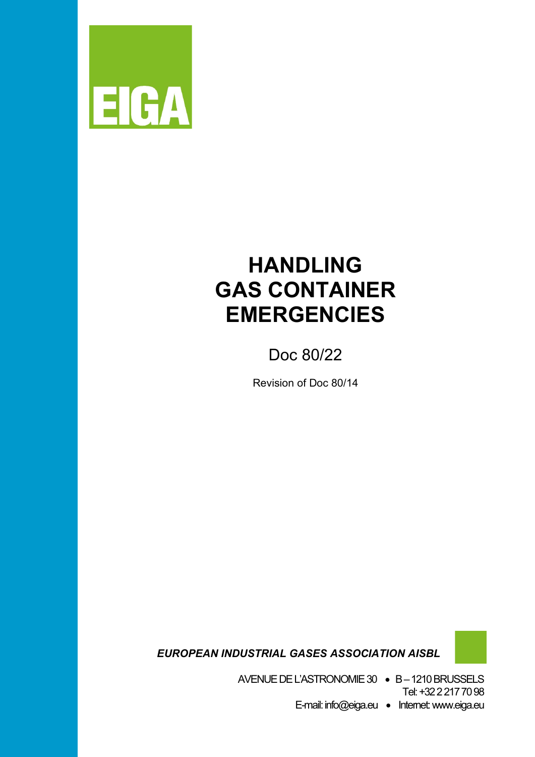EIGA

# HANDLING GAS CONTAINER EMERGENCIES

Doc 80/22

Revision of Doc 80/14

***EUROPEAN INDUSTRIAL GASES ASSOCIATION AISBL***

AVENUE DE L'ASTRONOMIE 30 • B – 1210 BRUSSELS
Tel: +32 2 217 70 98
E-mail: info@eiga.eu • Internet: www.eiga.eu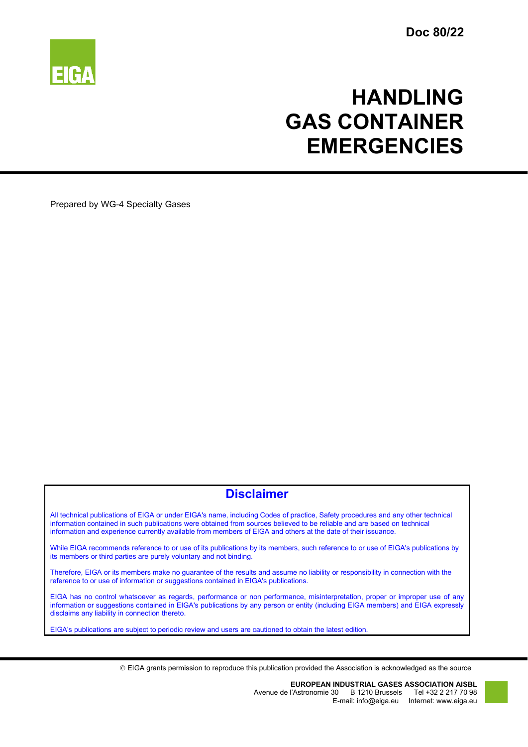Doc 80/22

# HANDLING GAS CONTAINER EMERGENCIES

Prepared by WG-4 Specialty Gases

## Disclaimer

All technical publications of EIGA or under EIGA's name, including Codes of practice, Safety procedures and any other technical information contained in such publications were obtained from sources believed to be reliable and are based on technical information and experience currently available from members of EIGA and others at the date of their issuance.

While EIGA recommends reference to or use of its publications by its members, such reference to or use of EIGA's publications by its members or third parties are purely voluntary and not binding.

Therefore, EIGA or its members make no guarantee of the results and assume no liability or responsibility in connection with the reference to or use of information or suggestions contained in EIGA's publications.

EIGA has no control whatsoever as regards, performance or non performance, misinterpretation, proper or improper use of any information or suggestions contained in EIGA's publications by any person or entity (including EIGA members) and EIGA expressly disclaims any liability in connection thereto.

EIGA's publications are subject to periodic review and users are cautioned to obtain the latest edition.

© EIGA grants permission to reproduce this publication provided the Association is acknowledged as the source

**EUROPEAN INDUSTRIAL GASES ASSOCIATION AISBL**
Avenue de l'Astronomie 30 B 1210 Brussels Tel +32 2 217 70 98
E-mail: info@eiga.eu Internet: www.eiga.eu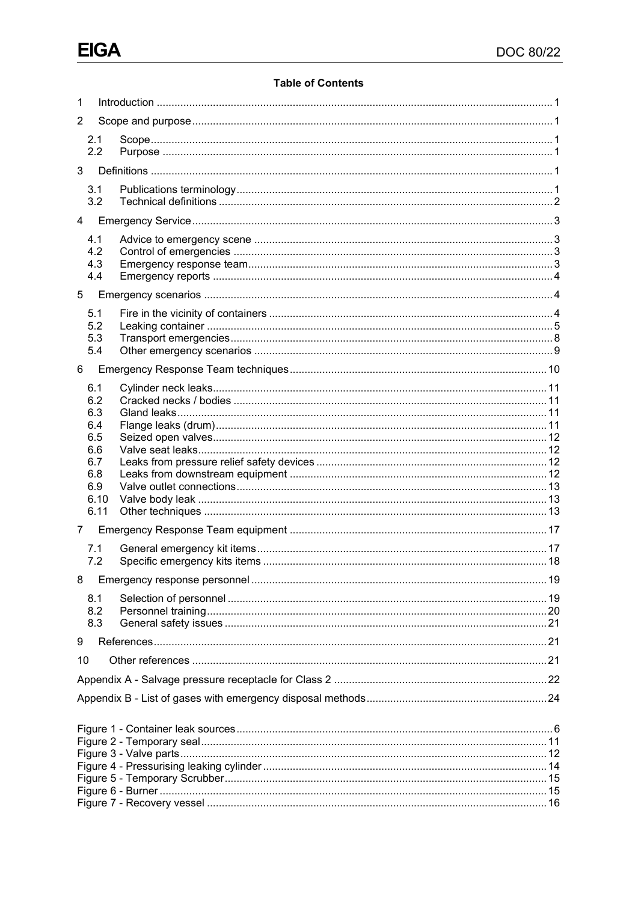**Table of Contents**

1 Introduction .... 1

2 Scope and purpose .... 1

- 2.1 Scope .... 1
- 2.2 Purpose .... 1

3 Definitions .... 1

- 3.1 Publications terminology .... 1
- 3.2 Technical definitions .... 2

4 Emergency Service .... 3

- 4.1 Advice to emergency scene .... 3
- 4.2 Control of emergencies .... 3
- 4.3 Emergency response team .... 3
- 4.4 Emergency reports .... 4

5 Emergency scenarios .... 4

- 5.1 Fire in the vicinity of containers .... 4
- 5.2 Leaking container .... 5
- 5.3 Transport emergencies .... 8
- 5.4 Other emergency scenarios .... 9

6 Emergency Response Team techniques .... 10

- 6.1 Cylinder neck leaks .... 11
- 6.2 Cracked necks / bodies .... 11
- 6.3 Gland leaks .... 11
- 6.4 Flange leaks (drum) .... 11
- 6.5 Seized open valves .... 12
- 6.6 Valve seat leaks .... 12
- 6.7 Leaks from pressure relief safety devices .... 12
- 6.8 Leaks from downstream equipment .... 12
- 6.9 Valve outlet connections .... 13
- 6.10 Valve body leak .... 13
- 6.11 Other techniques .... 13

7 Emergency Response Team equipment .... 17

- 7.1 General emergency kit items .... 17
- 7.2 Specific emergency kits items .... 18

8 Emergency response personnel .... 19

- 8.1 Selection of personnel .... 19
- 8.2 Personnel training .... 20
- 8.3 General safety issues .... 21

9 References .... 21

10 Other references .... 21

Appendix A - Salvage pressure receptacle for Class 2 .... 22

Appendix B - List of gases with emergency disposal methods .... 24

Figure 1 - Container leak sources .... 6

Figure 2 - Temporary seal .... 11

Figure 3 - Valve parts .... 12

Figure 4 - Pressurising leaking cylinder .... 14

Figure 5 - Temporary Scrubber .... 15

Figure 6 - Burner .... 15

Figure 7 - Recovery vessel .... 16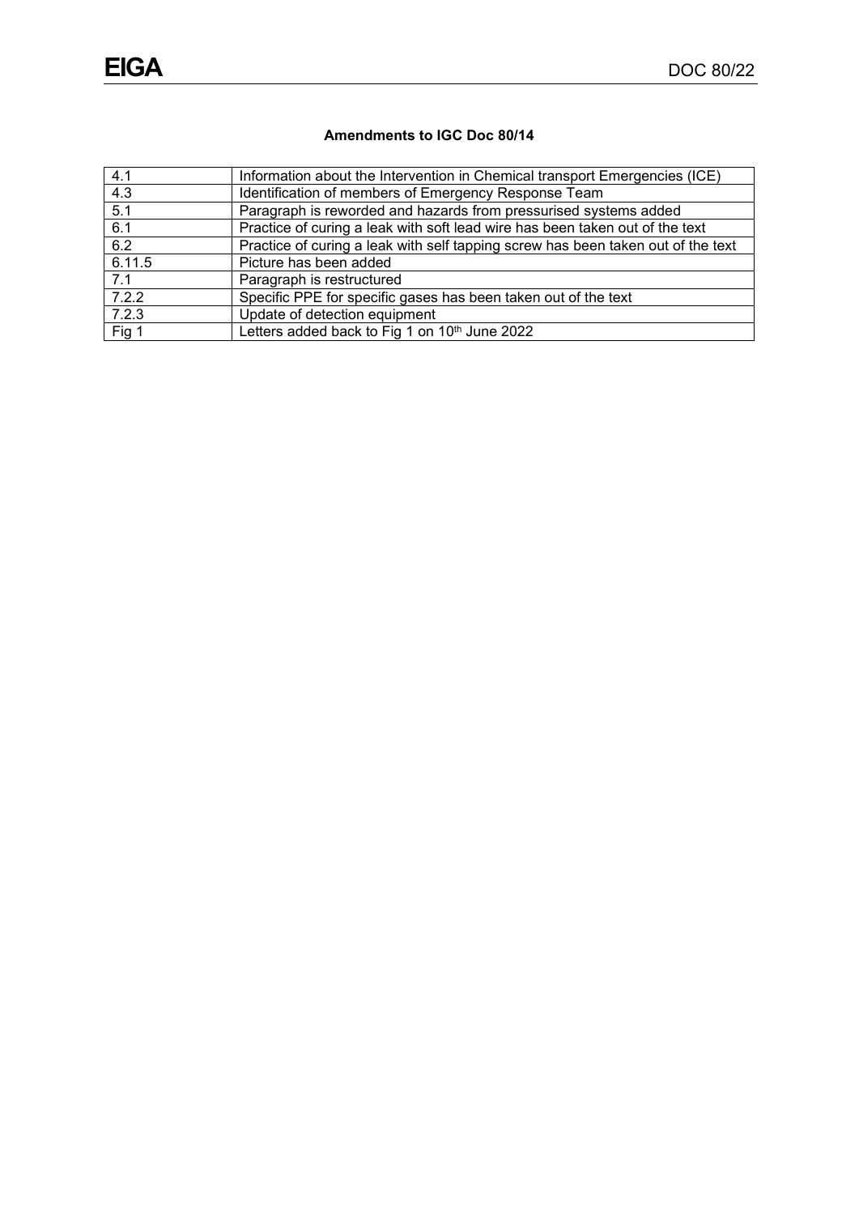**Amendments to IGC Doc 80/14**

| | |
|---|---|
| 4.1 | Information about the Intervention in Chemical transport Emergencies (ICE) |
| 4.3 | Identification of members of Emergency Response Team |
| 5.1 | Paragraph is reworded and hazards from pressurised systems added |
| 6.1 | Practice of curing a leak with soft lead wire has been taken out of the text |
| 6.2 | Practice of curing a leak with self tapping screw has been taken out of the text |
| 6.11.5 | Picture has been added |
| 7.1 | Paragraph is restructured |
| 7.2.2 | Specific PPE for specific gases has been taken out of the text |
| 7.2.3 | Update of detection equipment |
| Fig 1 | Letters added back to Fig 1 on 10th June 2022 |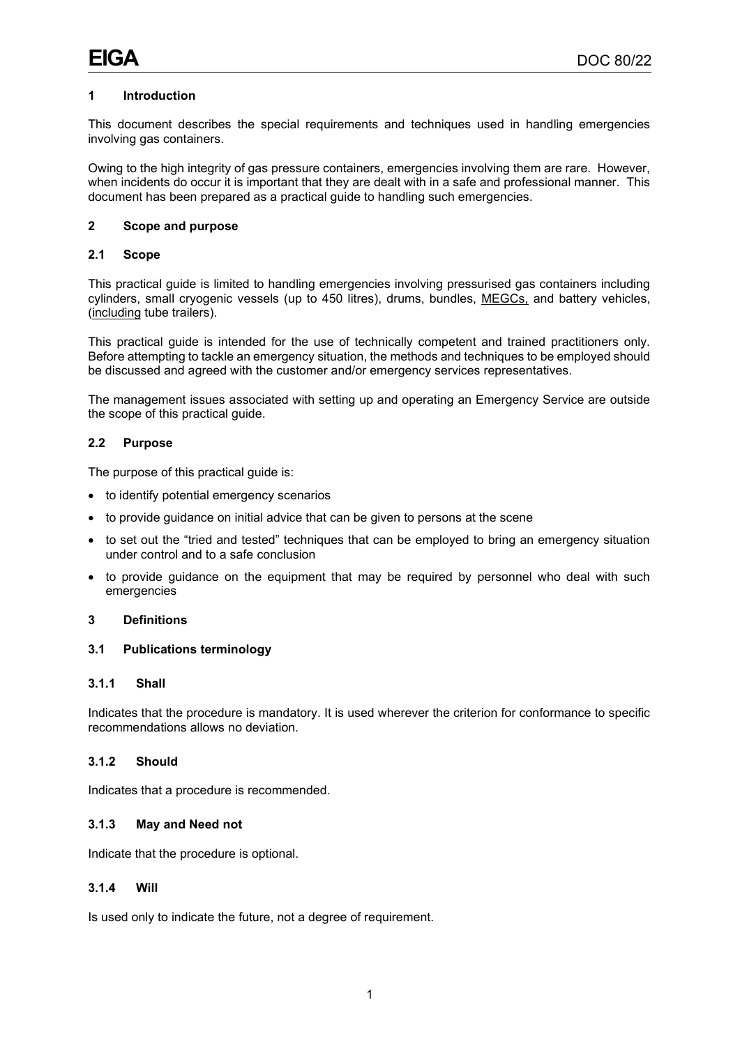## 1 Introduction

This document describes the special requirements and techniques used in handling emergencies involving gas containers.

Owing to the high integrity of gas pressure containers, emergencies involving them are rare. However, when incidents do occur it is important that they are dealt with in a safe and professional manner. This document has been prepared as a practical guide to handling such emergencies.

## 2 Scope and purpose

### 2.1 Scope

This practical guide is limited to handling emergencies involving pressurised gas containers including cylinders, small cryogenic vessels (up to 450 litres), drums, bundles, MEGCs, and battery vehicles, (including tube trailers).

This practical guide is intended for the use of technically competent and trained practitioners only. Before attempting to tackle an emergency situation, the methods and techniques to be employed should be discussed and agreed with the customer and/or emergency services representatives.

The management issues associated with setting up and operating an Emergency Service are outside the scope of this practical guide.

### 2.2 Purpose

The purpose of this practical guide is:

- to identify potential emergency scenarios
- to provide guidance on initial advice that can be given to persons at the scene
- to set out the "tried and tested" techniques that can be employed to bring an emergency situation under control and to a safe conclusion
- to provide guidance on the equipment that may be required by personnel who deal with such emergencies

## 3 Definitions

### 3.1 Publications terminology

#### 3.1.1 Shall

Indicates that the procedure is mandatory. It is used wherever the criterion for conformance to specific recommendations allows no deviation.

#### 3.1.2 Should

Indicates that a procedure is recommended.

#### 3.1.3 May and Need not

Indicate that the procedure is optional.

#### 3.1.4 Will

Is used only to indicate the future, not a degree of requirement.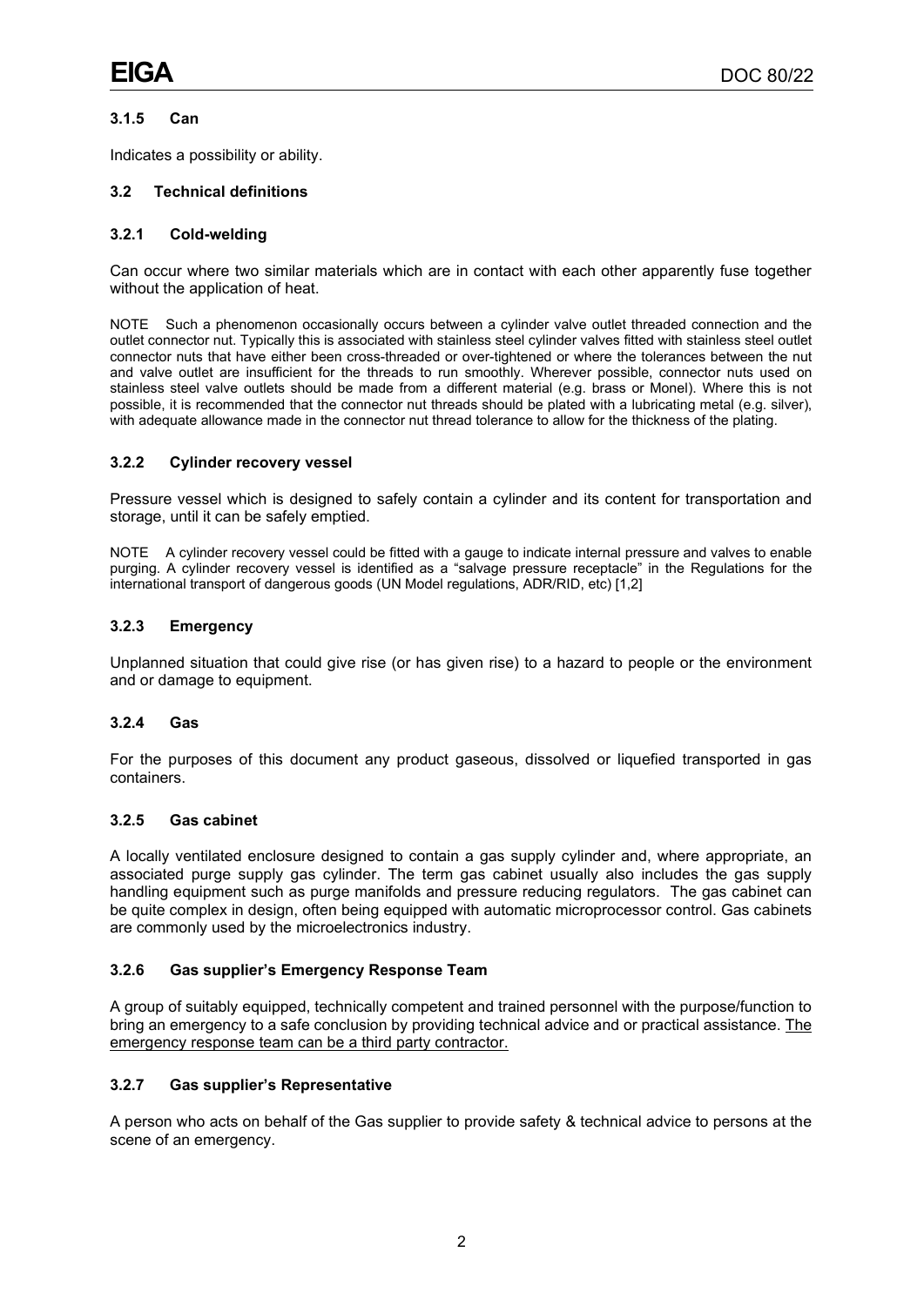### 3.1.5 Can

Indicates a possibility or ability.

## 3.2 Technical definitions

### 3.2.1 Cold-welding

Can occur where two similar materials which are in contact with each other apparently fuse together without the application of heat.

NOTE Such a phenomenon occasionally occurs between a cylinder valve outlet threaded connection and the outlet connector nut. Typically this is associated with stainless steel cylinder valves fitted with stainless steel outlet connector nuts that have either been cross-threaded or over-tightened or where the tolerances between the nut and valve outlet are insufficient for the threads to run smoothly. Wherever possible, connector nuts used on stainless steel valve outlets should be made from a different material (e.g. brass or Monel). Where this is not possible, it is recommended that the connector nut threads should be plated with a lubricating metal (e.g. silver), with adequate allowance made in the connector nut thread tolerance to allow for the thickness of the plating.

### 3.2.2 Cylinder recovery vessel

Pressure vessel which is designed to safely contain a cylinder and its content for transportation and storage, until it can be safely emptied.

NOTE A cylinder recovery vessel could be fitted with a gauge to indicate internal pressure and valves to enable purging. A cylinder recovery vessel is identified as a "salvage pressure receptacle" in the Regulations for the international transport of dangerous goods (UN Model regulations, ADR/RID, etc) [1,2]

### 3.2.3 Emergency

Unplanned situation that could give rise (or has given rise) to a hazard to people or the environment and or damage to equipment.

### 3.2.4 Gas

For the purposes of this document any product gaseous, dissolved or liquefied transported in gas containers.

### 3.2.5 Gas cabinet

A locally ventilated enclosure designed to contain a gas supply cylinder and, where appropriate, an associated purge supply gas cylinder. The term gas cabinet usually also includes the gas supply handling equipment such as purge manifolds and pressure reducing regulators. The gas cabinet can be quite complex in design, often being equipped with automatic microprocessor control. Gas cabinets are commonly used by the microelectronics industry.

### 3.2.6 Gas supplier's Emergency Response Team

A group of suitably equipped, technically competent and trained personnel with the purpose/function to bring an emergency to a safe conclusion by providing technical advice and or practical assistance. <u>The emergency response team can be a third party contractor.</u>

### 3.2.7 Gas supplier's Representative

A person who acts on behalf of the Gas supplier to provide safety & technical advice to persons at the scene of an emergency.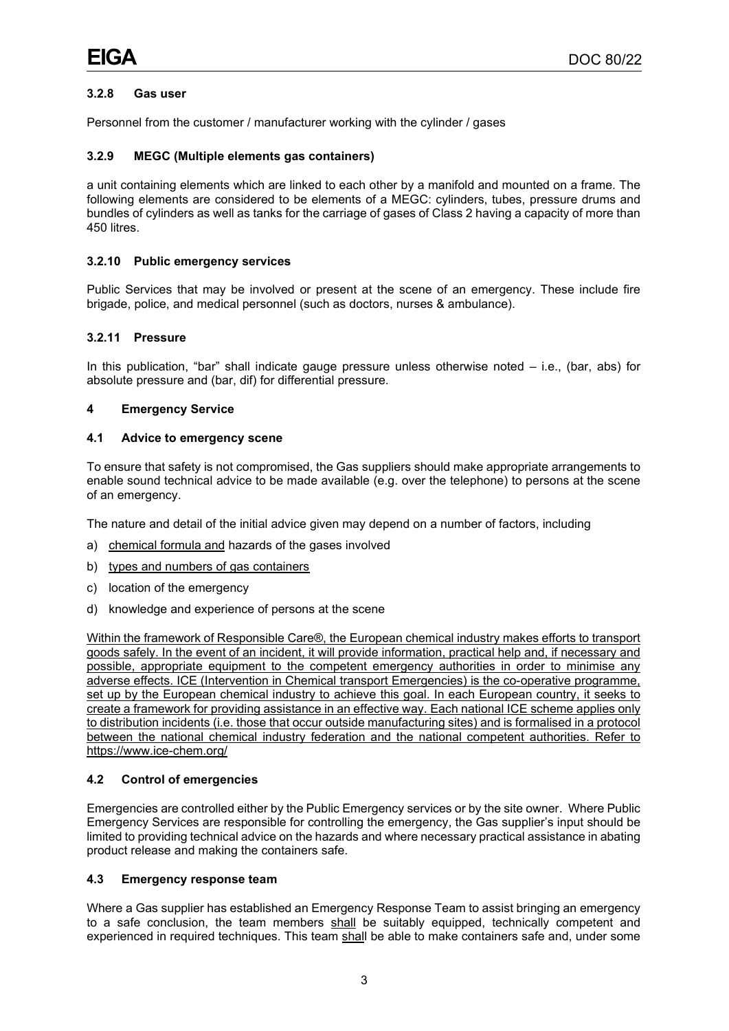#### 3.2.8 Gas user

Personnel from the customer / manufacturer working with the cylinder / gases

#### 3.2.9 MEGC (Multiple elements gas containers)

a unit containing elements which are linked to each other by a manifold and mounted on a frame. The following elements are considered to be elements of a MEGC: cylinders, tubes, pressure drums and bundles of cylinders as well as tanks for the carriage of gases of Class 2 having a capacity of more than 450 litres.

#### 3.2.10 Public emergency services

Public Services that may be involved or present at the scene of an emergency. These include fire brigade, police, and medical personnel (such as doctors, nurses & ambulance).

#### 3.2.11 Pressure

In this publication, "bar" shall indicate gauge pressure unless otherwise noted – i.e., (bar, abs) for absolute pressure and (bar, dif) for differential pressure.

## 4 Emergency Service

### 4.1 Advice to emergency scene

To ensure that safety is not compromised, the Gas suppliers should make appropriate arrangements to enable sound technical advice to be made available (e.g. over the telephone) to persons at the scene of an emergency.

The nature and detail of the initial advice given may depend on a number of factors, including

a) chemical formula and hazards of the gases involved

b) types and numbers of gas containers

c) location of the emergency

d) knowledge and experience of persons at the scene

Within the framework of Responsible Care®, the European chemical industry makes efforts to transport goods safely. In the event of an incident, it will provide information, practical help and, if necessary and possible, appropriate equipment to the competent emergency authorities in order to minimise any adverse effects. ICE (Intervention in Chemical transport Emergencies) is the co-operative programme, set up by the European chemical industry to achieve this goal. In each European country, it seeks to create a framework for providing assistance in an effective way. Each national ICE scheme applies only to distribution incidents (i.e. those that occur outside manufacturing sites) and is formalised in a protocol between the national chemical industry federation and the national competent authorities. Refer to https://www.ice-chem.org/

### 4.2 Control of emergencies

Emergencies are controlled either by the Public Emergency services or by the site owner. Where Public Emergency Services are responsible for controlling the emergency, the Gas supplier's input should be limited to providing technical advice on the hazards and where necessary practical assistance in abating product release and making the containers safe.

### 4.3 Emergency response team

Where a Gas supplier has established an Emergency Response Team to assist bringing an emergency to a safe conclusion, the team members shall be suitably equipped, technically competent and experienced in required techniques. This team shall be able to make containers safe and, under some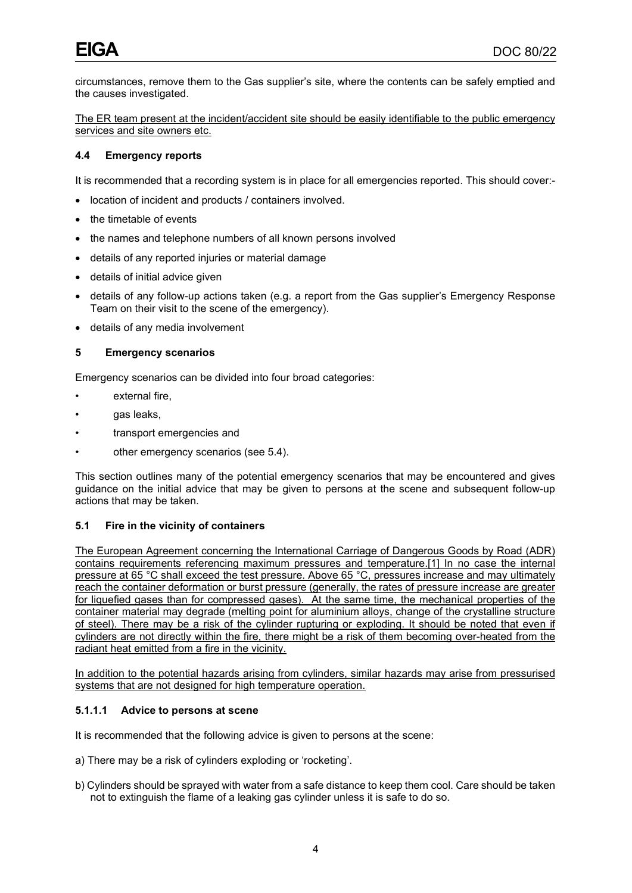circumstances, remove them to the Gas supplier's site, where the contents can be safely emptied and the causes investigated.

The ER team present at the incident/accident site should be easily identifiable to the public emergency services and site owners etc.

### 4.4 Emergency reports

It is recommended that a recording system is in place for all emergencies reported. This should cover:-

- location of incident and products / containers involved.
- the timetable of events
- the names and telephone numbers of all known persons involved
- details of any reported injuries or material damage
- details of initial advice given
- details of any follow-up actions taken (e.g. a report from the Gas supplier's Emergency Response Team on their visit to the scene of the emergency).
- details of any media involvement

## 5 Emergency scenarios

Emergency scenarios can be divided into four broad categories:

- external fire,
- gas leaks,
- transport emergencies and
- other emergency scenarios (see 5.4).

This section outlines many of the potential emergency scenarios that may be encountered and gives guidance on the initial advice that may be given to persons at the scene and subsequent follow-up actions that may be taken.

### 5.1 Fire in the vicinity of containers

The European Agreement concerning the International Carriage of Dangerous Goods by Road (ADR) contains requirements referencing maximum pressures and temperature.[1] In no case the internal pressure at 65 °C shall exceed the test pressure. Above 65 °C, pressures increase and may ultimately reach the container deformation or burst pressure (generally, the rates of pressure increase are greater for liquefied gases than for compressed gases). At the same time, the mechanical properties of the container material may degrade (melting point for aluminium alloys, change of the crystalline structure of steel). There may be a risk of the cylinder rupturing or exploding. It should be noted that even if cylinders are not directly within the fire, there might be a risk of them becoming over-heated from the radiant heat emitted from a fire in the vicinity.

In addition to the potential hazards arising from cylinders, similar hazards may arise from pressurised systems that are not designed for high temperature operation.

#### 5.1.1.1 Advice to persons at scene

It is recommended that the following advice is given to persons at the scene:

a) There may be a risk of cylinders exploding or 'rocketing'.

b) Cylinders should be sprayed with water from a safe distance to keep them cool. Care should be taken not to extinguish the flame of a leaking gas cylinder unless it is safe to do so.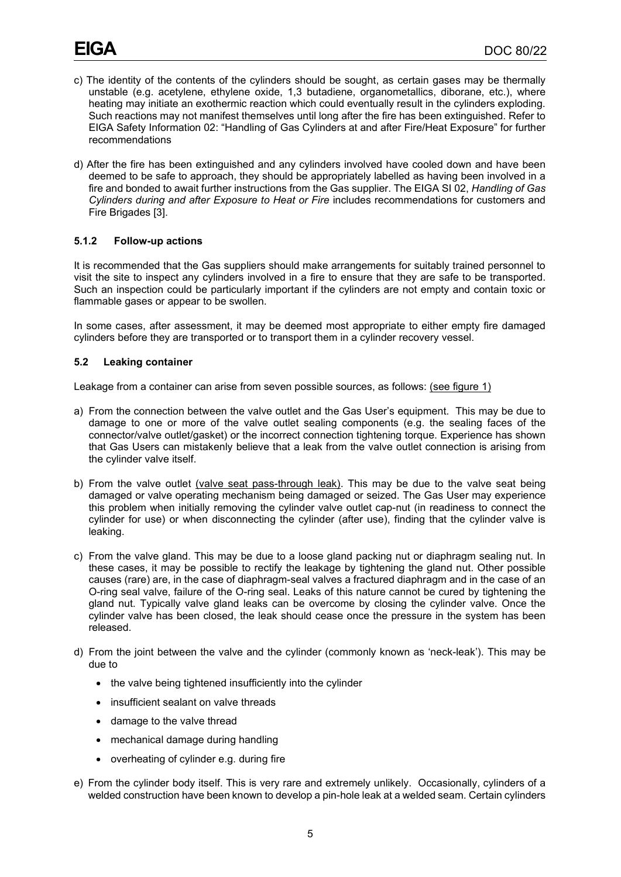c) The identity of the contents of the cylinders should be sought, as certain gases may be thermally unstable (e.g. acetylene, ethylene oxide, 1,3 butadiene, organometallics, diborane, etc.), where heating may initiate an exothermic reaction which could eventually result in the cylinders exploding. Such reactions may not manifest themselves until long after the fire has been extinguished. Refer to EIGA Safety Information 02: "Handling of Gas Cylinders at and after Fire/Heat Exposure" for further recommendations

d) After the fire has been extinguished and any cylinders involved have cooled down and have been deemed to be safe to approach, they should be appropriately labelled as having been involved in a fire and bonded to await further instructions from the Gas supplier. The EIGA SI 02, *Handling of Gas Cylinders during and after Exposure to Heat or Fire* includes recommendations for customers and Fire Brigades [3].

### 5.1.2 Follow-up actions

It is recommended that the Gas suppliers should make arrangements for suitably trained personnel to visit the site to inspect any cylinders involved in a fire to ensure that they are safe to be transported. Such an inspection could be particularly important if the cylinders are not empty and contain toxic or flammable gases or appear to be swollen.

In some cases, after assessment, it may be deemed most appropriate to either empty fire damaged cylinders before they are transported or to transport them in a cylinder recovery vessel.

## 5.2 Leaking container

Leakage from a container can arise from seven possible sources, as follows: (see figure 1)

a) From the connection between the valve outlet and the Gas User's equipment. This may be due to damage to one or more of the valve outlet sealing components (e.g. the sealing faces of the connector/valve outlet/gasket) or the incorrect connection tightening torque. Experience has shown that Gas Users can mistakenly believe that a leak from the valve outlet connection is arising from the cylinder valve itself.

b) From the valve outlet (valve seat pass-through leak). This may be due to the valve seat being damaged or valve operating mechanism being damaged or seized. The Gas User may experience this problem when initially removing the cylinder valve outlet cap-nut (in readiness to connect the cylinder for use) or when disconnecting the cylinder (after use), finding that the cylinder valve is leaking.

c) From the valve gland. This may be due to a loose gland packing nut or diaphragm sealing nut. In these cases, it may be possible to rectify the leakage by tightening the gland nut. Other possible causes (rare) are, in the case of diaphragm-seal valves a fractured diaphragm and in the case of an O-ring seal valve, failure of the O-ring seal. Leaks of this nature cannot be cured by tightening the gland nut. Typically valve gland leaks can be overcome by closing the cylinder valve. Once the cylinder valve has been closed, the leak should cease once the pressure in the system has been released.

d) From the joint between the valve and the cylinder (commonly known as 'neck-leak'). This may be due to

- the valve being tightened insufficiently into the cylinder
- insufficient sealant on valve threads
- damage to the valve thread
- mechanical damage during handling
- overheating of cylinder e.g. during fire

e) From the cylinder body itself. This is very rare and extremely unlikely. Occasionally, cylinders of a welded construction have been known to develop a pin-hole leak at a welded seam. Certain cylinders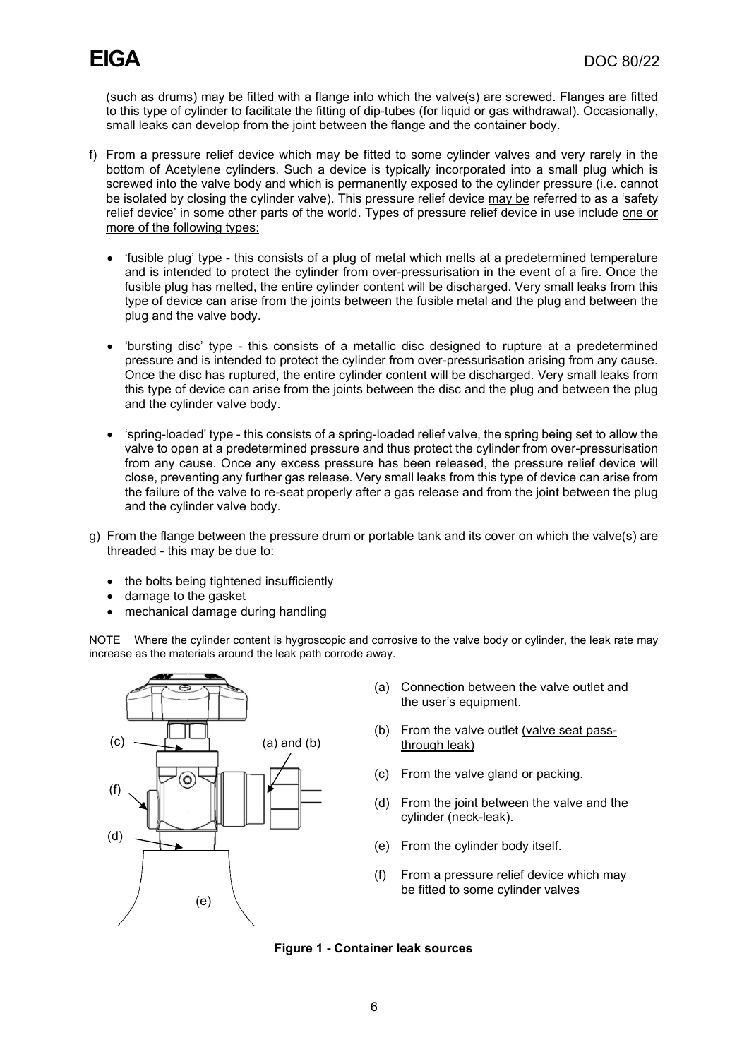(such as drums) may be fitted with a flange into which the valve(s) are screwed. Flanges are fitted to this type of cylinder to facilitate the fitting of dip-tubes (for liquid or gas withdrawal). Occasionally, small leaks can develop from the joint between the flange and the container body.

f) From a pressure relief device which may be fitted to some cylinder valves and very rarely in the bottom of Acetylene cylinders. Such a device is typically incorporated into a small plug which is screwed into the valve body and which is permanently exposed to the cylinder pressure (i.e. cannot be isolated by closing the cylinder valve). This pressure relief device may be referred to as a 'safety relief device' in some other parts of the world. Types of pressure relief device in use include one or more of the following types:

   - 'fusible plug' type - this consists of a plug of metal which melts at a predetermined temperature and is intended to protect the cylinder from over-pressurisation in the event of a fire. Once the fusible plug has melted, the entire cylinder content will be discharged. Very small leaks from this type of device can arise from the joints between the fusible metal and the plug and between the plug and the valve body.

   - 'bursting disc' type - this consists of a metallic disc designed to rupture at a predetermined pressure and is intended to protect the cylinder from over-pressurisation arising from any cause. Once the disc has ruptured, the entire cylinder content will be discharged. Very small leaks from this type of device can arise from the joints between the disc and the plug and between the plug and the cylinder valve body.

   - 'spring-loaded' type - this consists of a spring-loaded relief valve, the spring being set to allow the valve to open at a predetermined pressure and thus protect the cylinder from over-pressurisation from any cause. Once any excess pressure has been released, the pressure relief device will close, preventing any further gas release. Very small leaks from this type of device can arise from the failure of the valve to re-seat properly after a gas release and from the joint between the plug and the cylinder valve body.

g) From the flange between the pressure drum or portable tank and its cover on which the valve(s) are threaded - this may be due to:

   - the bolts being tightened insufficiently
   - damage to the gasket
   - mechanical damage during handling

NOTE Where the cylinder content is hygroscopic and corrosive to the valve body or cylinder, the leak rate may increase as the materials around the leak path corrode away.

(c) (a) and (b) (f) (d) (e)

(a) Connection between the valve outlet and the user's equipment.

(b) From the valve outlet (valve seat pass-through leak)

(c) From the valve gland or packing.

(d) From the joint between the valve and the cylinder (neck-leak).

(e) From the cylinder body itself.

(f) From a pressure relief device which may be fitted to some cylinder valves

**Figure 1 - Container leak sources**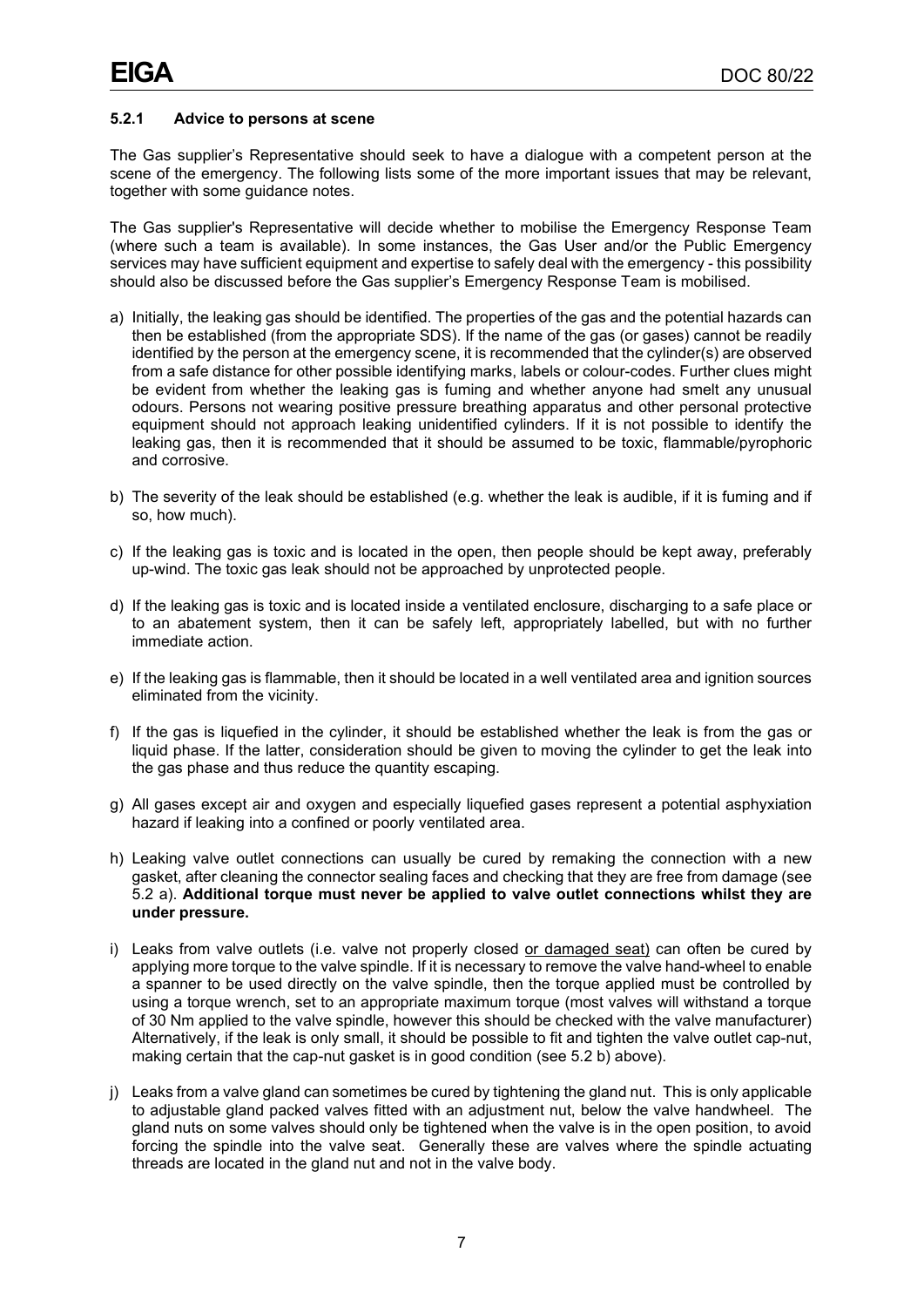### 5.2.1 Advice to persons at scene

The Gas supplier's Representative should seek to have a dialogue with a competent person at the scene of the emergency. The following lists some of the more important issues that may be relevant, together with some guidance notes.

The Gas supplier's Representative will decide whether to mobilise the Emergency Response Team (where such a team is available). In some instances, the Gas User and/or the Public Emergency services may have sufficient equipment and expertise to safely deal with the emergency - this possibility should also be discussed before the Gas supplier's Emergency Response Team is mobilised.

a) Initially, the leaking gas should be identified. The properties of the gas and the potential hazards can then be established (from the appropriate SDS). If the name of the gas (or gases) cannot be readily identified by the person at the emergency scene, it is recommended that the cylinder(s) are observed from a safe distance for other possible identifying marks, labels or colour-codes. Further clues might be evident from whether the leaking gas is fuming and whether anyone had smelt any unusual odours. Persons not wearing positive pressure breathing apparatus and other personal protective equipment should not approach leaking unidentified cylinders. If it is not possible to identify the leaking gas, then it is recommended that it should be assumed to be toxic, flammable/pyrophoric and corrosive.

b) The severity of the leak should be established (e.g. whether the leak is audible, if it is fuming and if so, how much).

c) If the leaking gas is toxic and is located in the open, then people should be kept away, preferably up-wind. The toxic gas leak should not be approached by unprotected people.

d) If the leaking gas is toxic and is located inside a ventilated enclosure, discharging to a safe place or to an abatement system, then it can be safely left, appropriately labelled, but with no further immediate action.

e) If the leaking gas is flammable, then it should be located in a well ventilated area and ignition sources eliminated from the vicinity.

f) If the gas is liquefied in the cylinder, it should be established whether the leak is from the gas or liquid phase. If the latter, consideration should be given to moving the cylinder to get the leak into the gas phase and thus reduce the quantity escaping.

g) All gases except air and oxygen and especially liquefied gases represent a potential asphyxiation hazard if leaking into a confined or poorly ventilated area.

h) Leaking valve outlet connections can usually be cured by remaking the connection with a new gasket, after cleaning the connector sealing faces and checking that they are free from damage (see 5.2 a). **Additional torque must never be applied to valve outlet connections whilst they are under pressure.**

i) Leaks from valve outlets (i.e. valve not properly closed <u>or damaged seat)</u> can often be cured by applying more torque to the valve spindle. If it is necessary to remove the valve hand-wheel to enable a spanner to be used directly on the valve spindle, then the torque applied must be controlled by using a torque wrench, set to an appropriate maximum torque (most valves will withstand a torque of 30 Nm applied to the valve spindle, however this should be checked with the valve manufacturer) Alternatively, if the leak is only small, it should be possible to fit and tighten the valve outlet cap-nut, making certain that the cap-nut gasket is in good condition (see 5.2 b) above).

j) Leaks from a valve gland can sometimes be cured by tightening the gland nut. This is only applicable to adjustable gland packed valves fitted with an adjustment nut, below the valve handwheel. The gland nuts on some valves should only be tightened when the valve is in the open position, to avoid forcing the spindle into the valve seat. Generally these are valves where the spindle actuating threads are located in the gland nut and not in the valve body.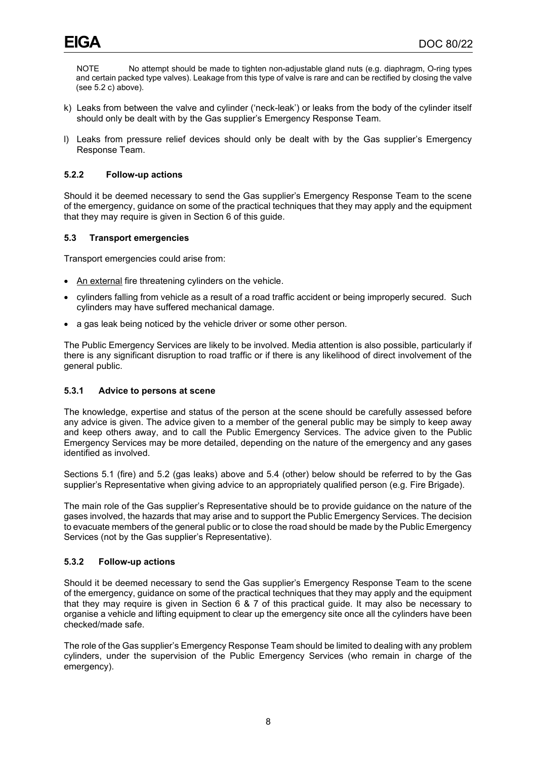NOTE No attempt should be made to tighten non-adjustable gland nuts (e.g. diaphragm, O-ring types and certain packed type valves). Leakage from this type of valve is rare and can be rectified by closing the valve (see 5.2 c) above).

k) Leaks from between the valve and cylinder ('neck-leak') or leaks from the body of the cylinder itself should only be dealt with by the Gas supplier's Emergency Response Team.

l) Leaks from pressure relief devices should only be dealt with by the Gas supplier's Emergency Response Team.

### 5.2.2 Follow-up actions

Should it be deemed necessary to send the Gas supplier's Emergency Response Team to the scene of the emergency, guidance on some of the practical techniques that they may apply and the equipment that they may require is given in Section 6 of this guide.

## 5.3 Transport emergencies

Transport emergencies could arise from:

- An external fire threatening cylinders on the vehicle.
- cylinders falling from vehicle as a result of a road traffic accident or being improperly secured. Such cylinders may have suffered mechanical damage.
- a gas leak being noticed by the vehicle driver or some other person.

The Public Emergency Services are likely to be involved. Media attention is also possible, particularly if there is any significant disruption to road traffic or if there is any likelihood of direct involvement of the general public.

### 5.3.1 Advice to persons at scene

The knowledge, expertise and status of the person at the scene should be carefully assessed before any advice is given. The advice given to a member of the general public may be simply to keep away and keep others away, and to call the Public Emergency Services. The advice given to the Public Emergency Services may be more detailed, depending on the nature of the emergency and any gases identified as involved.

Sections 5.1 (fire) and 5.2 (gas leaks) above and 5.4 (other) below should be referred to by the Gas supplier's Representative when giving advice to an appropriately qualified person (e.g. Fire Brigade).

The main role of the Gas supplier's Representative should be to provide guidance on the nature of the gases involved, the hazards that may arise and to support the Public Emergency Services. The decision to evacuate members of the general public or to close the road should be made by the Public Emergency Services (not by the Gas supplier's Representative).

### 5.3.2 Follow-up actions

Should it be deemed necessary to send the Gas supplier's Emergency Response Team to the scene of the emergency, guidance on some of the practical techniques that they may apply and the equipment that they may require is given in Section 6 & 7 of this practical guide. It may also be necessary to organise a vehicle and lifting equipment to clear up the emergency site once all the cylinders have been checked/made safe.

The role of the Gas supplier's Emergency Response Team should be limited to dealing with any problem cylinders, under the supervision of the Public Emergency Services (who remain in charge of the emergency).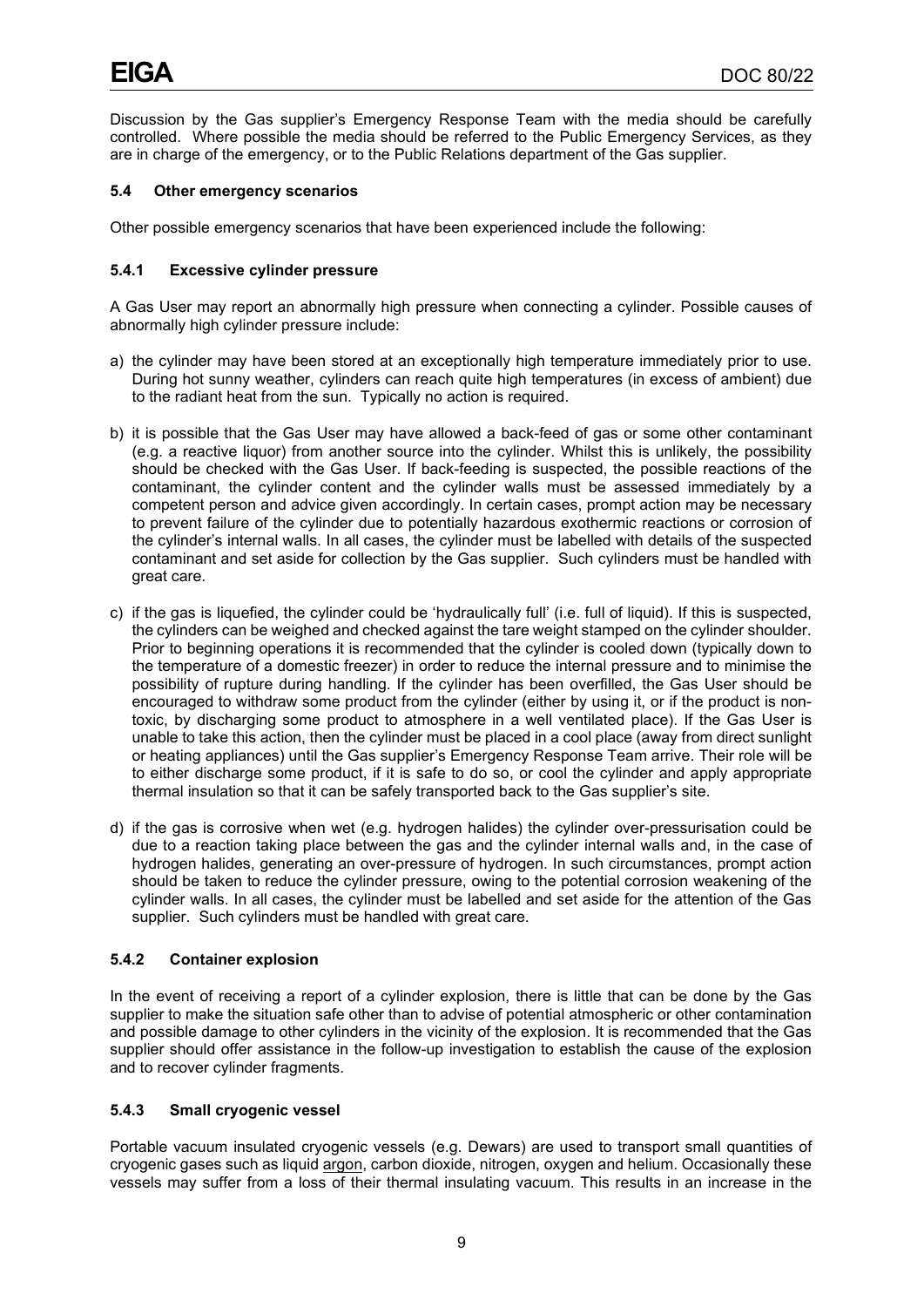Discussion by the Gas supplier's Emergency Response Team with the media should be carefully controlled. Where possible the media should be referred to the Public Emergency Services, as they are in charge of the emergency, or to the Public Relations department of the Gas supplier.

### 5.4 Other emergency scenarios

Other possible emergency scenarios that have been experienced include the following:

#### 5.4.1 Excessive cylinder pressure

A Gas User may report an abnormally high pressure when connecting a cylinder. Possible causes of abnormally high cylinder pressure include:

a) the cylinder may have been stored at an exceptionally high temperature immediately prior to use. During hot sunny weather, cylinders can reach quite high temperatures (in excess of ambient) due to the radiant heat from the sun. Typically no action is required.

b) it is possible that the Gas User may have allowed a back-feed of gas or some other contaminant (e.g. a reactive liquor) from another source into the cylinder. Whilst this is unlikely, the possibility should be checked with the Gas User. If back-feeding is suspected, the possible reactions of the contaminant, the cylinder content and the cylinder walls must be assessed immediately by a competent person and advice given accordingly. In certain cases, prompt action may be necessary to prevent failure of the cylinder due to potentially hazardous exothermic reactions or corrosion of the cylinder's internal walls. In all cases, the cylinder must be labelled with details of the suspected contaminant and set aside for collection by the Gas supplier. Such cylinders must be handled with great care.

c) if the gas is liquefied, the cylinder could be 'hydraulically full' (i.e. full of liquid). If this is suspected, the cylinders can be weighed and checked against the tare weight stamped on the cylinder shoulder. Prior to beginning operations it is recommended that the cylinder is cooled down (typically down to the temperature of a domestic freezer) in order to reduce the internal pressure and to minimise the possibility of rupture during handling. If the cylinder has been overfilled, the Gas User should be encouraged to withdraw some product from the cylinder (either by using it, or if the product is non-toxic, by discharging some product to atmosphere in a well ventilated place). If the Gas User is unable to take this action, then the cylinder must be placed in a cool place (away from direct sunlight or heating appliances) until the Gas supplier's Emergency Response Team arrive. Their role will be to either discharge some product, if it is safe to do so, or cool the cylinder and apply appropriate thermal insulation so that it can be safely transported back to the Gas supplier's site.

d) if the gas is corrosive when wet (e.g. hydrogen halides) the cylinder over-pressurisation could be due to a reaction taking place between the gas and the cylinder internal walls and, in the case of hydrogen halides, generating an over-pressure of hydrogen. In such circumstances, prompt action should be taken to reduce the cylinder pressure, owing to the potential corrosion weakening of the cylinder walls. In all cases, the cylinder must be labelled and set aside for the attention of the Gas supplier. Such cylinders must be handled with great care.

#### 5.4.2 Container explosion

In the event of receiving a report of a cylinder explosion, there is little that can be done by the Gas supplier to make the situation safe other than to advise of potential atmospheric or other contamination and possible damage to other cylinders in the vicinity of the explosion. It is recommended that the Gas supplier should offer assistance in the follow-up investigation to establish the cause of the explosion and to recover cylinder fragments.

#### 5.4.3 Small cryogenic vessel

Portable vacuum insulated cryogenic vessels (e.g. Dewars) are used to transport small quantities of cryogenic gases such as liquid argon, carbon dioxide, nitrogen, oxygen and helium. Occasionally these vessels may suffer from a loss of their thermal insulating vacuum. This results in an increase in the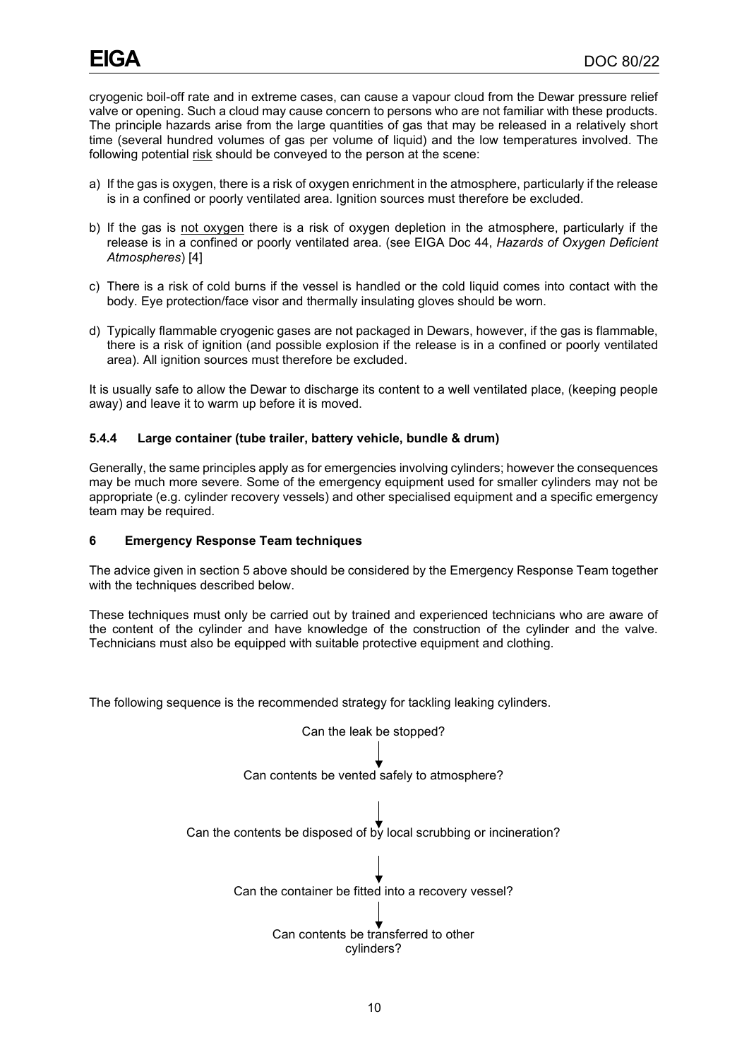cryogenic boil-off rate and in extreme cases, can cause a vapour cloud from the Dewar pressure relief valve or opening. Such a cloud may cause concern to persons who are not familiar with these products. The principle hazards arise from the large quantities of gas that may be released in a relatively short time (several hundred volumes of gas per volume of liquid) and the low temperatures involved. The following potential risk should be conveyed to the person at the scene:

a) If the gas is oxygen, there is a risk of oxygen enrichment in the atmosphere, particularly if the release is in a confined or poorly ventilated area. Ignition sources must therefore be excluded.

b) If the gas is not oxygen there is a risk of oxygen depletion in the atmosphere, particularly if the release is in a confined or poorly ventilated area. (see EIGA Doc 44, *Hazards of Oxygen Deficient Atmospheres*) [4]

c) There is a risk of cold burns if the vessel is handled or the cold liquid comes into contact with the body. Eye protection/face visor and thermally insulating gloves should be worn.

d) Typically flammable cryogenic gases are not packaged in Dewars, however, if the gas is flammable, there is a risk of ignition (and possible explosion if the release is in a confined or poorly ventilated area). All ignition sources must therefore be excluded.

It is usually safe to allow the Dewar to discharge its content to a well ventilated place, (keeping people away) and leave it to warm up before it is moved.

### 5.4.4 Large container (tube trailer, battery vehicle, bundle & drum)

Generally, the same principles apply as for emergencies involving cylinders; however the consequences may be much more severe. Some of the emergency equipment used for smaller cylinders may not be appropriate (e.g. cylinder recovery vessels) and other specialised equipment and a specific emergency team may be required.

## 6 Emergency Response Team techniques

The advice given in section 5 above should be considered by the Emergency Response Team together with the techniques described below.

These techniques must only be carried out by trained and experienced technicians who are aware of the content of the cylinder and have knowledge of the construction of the cylinder and the valve. Technicians must also be equipped with suitable protective equipment and clothing.

The following sequence is the recommended strategy for tackling leaking cylinders.

Can the leak be stopped?

↓

Can contents be vented safely to atmosphere?

↓

Can the contents be disposed of by local scrubbing or incineration?

↓

Can the container be fitted into a recovery vessel?

↓

Can contents be transferred to other cylinders?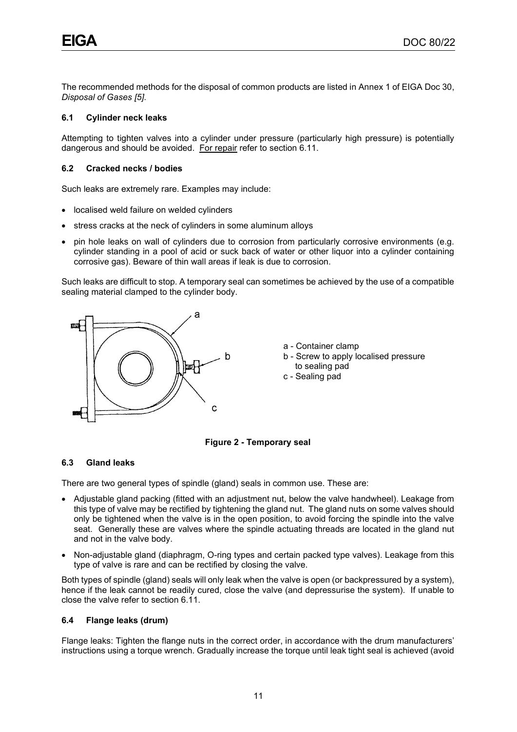The recommended methods for the disposal of common products are listed in Annex 1 of EIGA Doc 30, *Disposal of Gases [5]*.

### 6.1 Cylinder neck leaks

Attempting to tighten valves into a cylinder under pressure (particularly high pressure) is potentially dangerous and should be avoided. For repair refer to section 6.11.

### 6.2 Cracked necks / bodies

Such leaks are extremely rare. Examples may include:

- localised weld failure on welded cylinders
- stress cracks at the neck of cylinders in some aluminum alloys
- pin hole leaks on wall of cylinders due to corrosion from particularly corrosive environments (e.g. cylinder standing in a pool of acid or suck back of water or other liquor into a cylinder containing corrosive gas). Beware of thin wall areas if leak is due to corrosion.

Such leaks are difficult to stop. A temporary seal can sometimes be achieved by the use of a compatible sealing material clamped to the cylinder body.

a - Container clamp
b - Screw to apply localised pressure to sealing pad
c - Sealing pad

**Figure 2 - Temporary seal**

### 6.3 Gland leaks

There are two general types of spindle (gland) seals in common use. These are:

- Adjustable gland packing (fitted with an adjustment nut, below the valve handwheel). Leakage from this type of valve may be rectified by tightening the gland nut. The gland nuts on some valves should only be tightened when the valve is in the open position, to avoid forcing the spindle into the valve seat. Generally these are valves where the spindle actuating threads are located in the gland nut and not in the valve body.
- Non-adjustable gland (diaphragm, O-ring types and certain packed type valves). Leakage from this type of valve is rare and can be rectified by closing the valve.

Both types of spindle (gland) seals will only leak when the valve is open (or backpressured by a system), hence if the leak cannot be readily cured, close the valve (and depressurise the system). If unable to close the valve refer to section 6.11.

### 6.4 Flange leaks (drum)

Flange leaks: Tighten the flange nuts in the correct order, in accordance with the drum manufacturers' instructions using a torque wrench. Gradually increase the torque until leak tight seal is achieved (avoid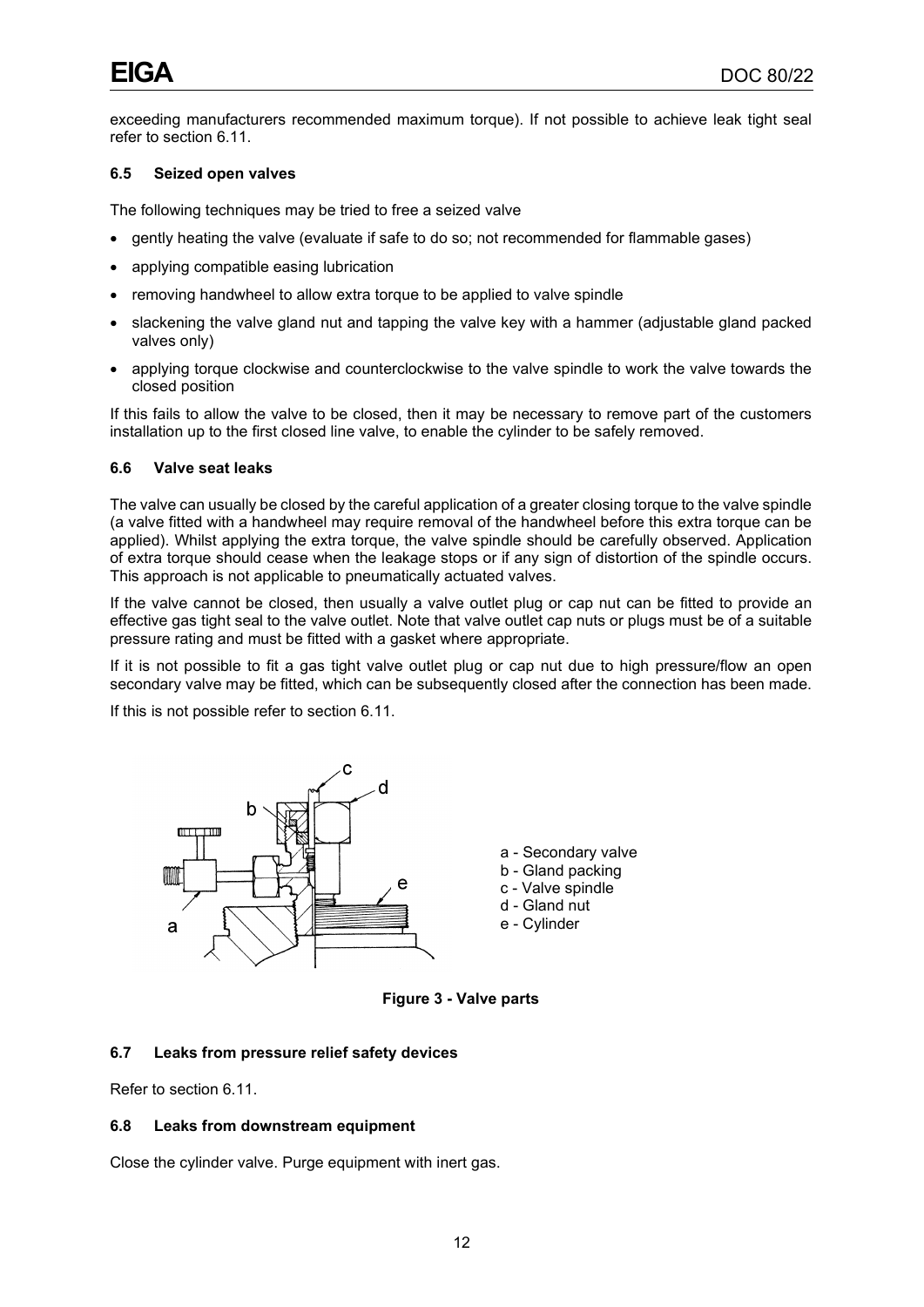exceeding manufacturers recommended maximum torque). If not possible to achieve leak tight seal refer to section 6.11.

### 6.5 Seized open valves

The following techniques may be tried to free a seized valve

- gently heating the valve (evaluate if safe to do so; not recommended for flammable gases)
- applying compatible easing lubrication
- removing handwheel to allow extra torque to be applied to valve spindle
- slackening the valve gland nut and tapping the valve key with a hammer (adjustable gland packed valves only)
- applying torque clockwise and counterclockwise to the valve spindle to work the valve towards the closed position

If this fails to allow the valve to be closed, then it may be necessary to remove part of the customers installation up to the first closed line valve, to enable the cylinder to be safely removed.

### 6.6 Valve seat leaks

The valve can usually be closed by the careful application of a greater closing torque to the valve spindle (a valve fitted with a handwheel may require removal of the handwheel before this extra torque can be applied). Whilst applying the extra torque, the valve spindle should be carefully observed. Application of extra torque should cease when the leakage stops or if any sign of distortion of the spindle occurs. This approach is not applicable to pneumatically actuated valves.

If the valve cannot be closed, then usually a valve outlet plug or cap nut can be fitted to provide an effective gas tight seal to the valve outlet. Note that valve outlet cap nuts or plugs must be of a suitable pressure rating and must be fitted with a gasket where appropriate.

If it is not possible to fit a gas tight valve outlet plug or cap nut due to high pressure/flow an open secondary valve may be fitted, which can be subsequently closed after the connection has been made.

If this is not possible refer to section 6.11.

a - Secondary valve
b - Gland packing
c - Valve spindle
d - Gland nut
e - Cylinder

**Figure 3 - Valve parts**

### 6.7 Leaks from pressure relief safety devices

Refer to section 6.11.

### 6.8 Leaks from downstream equipment

Close the cylinder valve. Purge equipment with inert gas.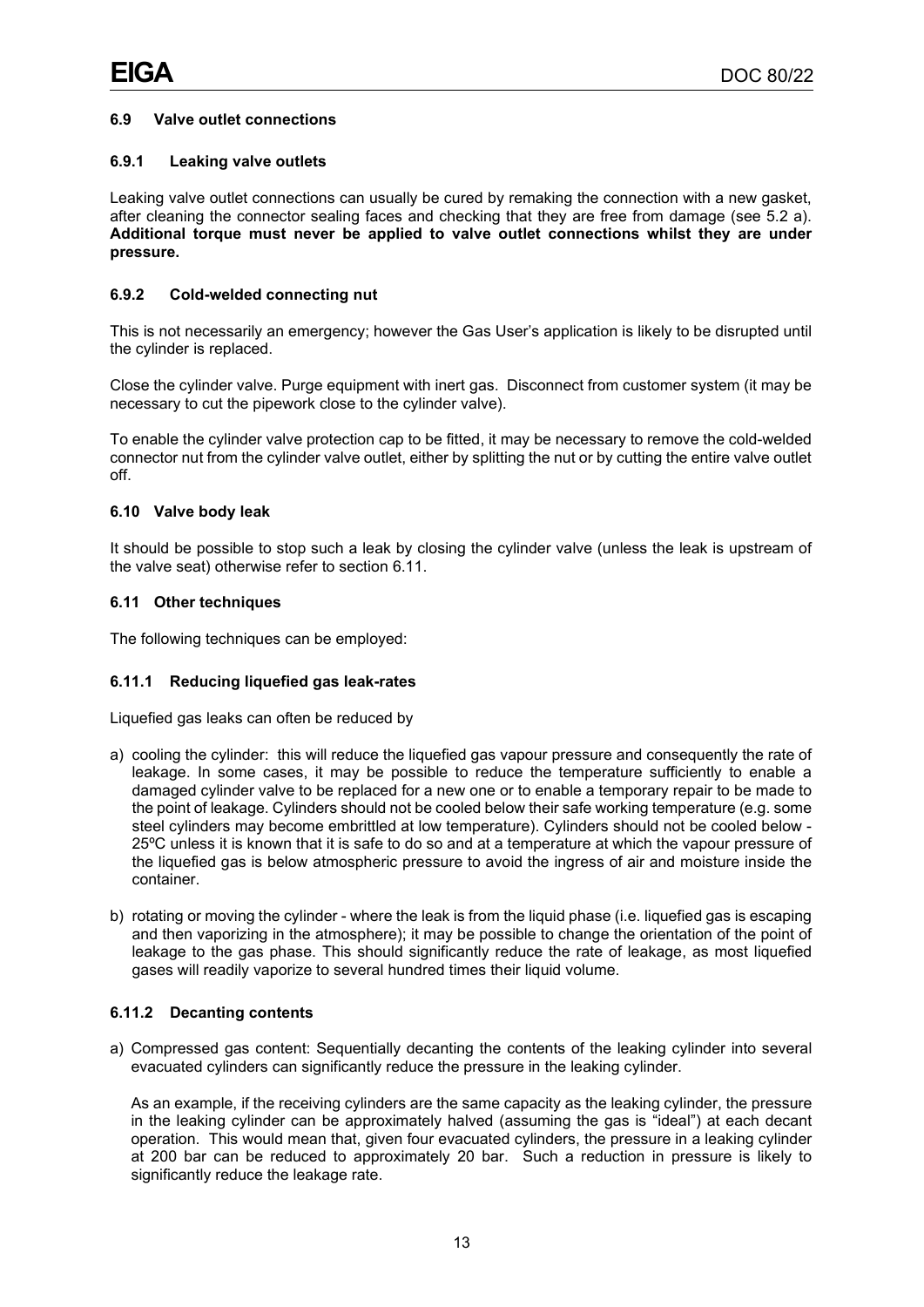### 6.9 Valve outlet connections

#### 6.9.1 Leaking valve outlets

Leaking valve outlet connections can usually be cured by remaking the connection with a new gasket, after cleaning the connector sealing faces and checking that they are free from damage (see 5.2 a). **Additional torque must never be applied to valve outlet connections whilst they are under pressure.**

#### 6.9.2 Cold-welded connecting nut

This is not necessarily an emergency; however the Gas User's application is likely to be disrupted until the cylinder is replaced.

Close the cylinder valve. Purge equipment with inert gas. Disconnect from customer system (it may be necessary to cut the pipework close to the cylinder valve).

To enable the cylinder valve protection cap to be fitted, it may be necessary to remove the cold-welded connector nut from the cylinder valve outlet, either by splitting the nut or by cutting the entire valve outlet off.

### 6.10 Valve body leak

It should be possible to stop such a leak by closing the cylinder valve (unless the leak is upstream of the valve seat) otherwise refer to section 6.11.

### 6.11 Other techniques

The following techniques can be employed:

#### 6.11.1 Reducing liquefied gas leak-rates

Liquefied gas leaks can often be reduced by

a) cooling the cylinder: this will reduce the liquefied gas vapour pressure and consequently the rate of leakage. In some cases, it may be possible to reduce the temperature sufficiently to enable a damaged cylinder valve to be replaced for a new one or to enable a temporary repair to be made to the point of leakage. Cylinders should not be cooled below their safe working temperature (e.g. some steel cylinders may become embrittled at low temperature). Cylinders should not be cooled below -25ºC unless it is known that it is safe to do so and at a temperature at which the vapour pressure of the liquefied gas is below atmospheric pressure to avoid the ingress of air and moisture inside the container.

b) rotating or moving the cylinder - where the leak is from the liquid phase (i.e. liquefied gas is escaping and then vaporizing in the atmosphere); it may be possible to change the orientation of the point of leakage to the gas phase. This should significantly reduce the rate of leakage, as most liquefied gases will readily vaporize to several hundred times their liquid volume.

#### 6.11.2 Decanting contents

a) Compressed gas content: Sequentially decanting the contents of the leaking cylinder into several evacuated cylinders can significantly reduce the pressure in the leaking cylinder.

   As an example, if the receiving cylinders are the same capacity as the leaking cylinder, the pressure in the leaking cylinder can be approximately halved (assuming the gas is "ideal") at each decant operation. This would mean that, given four evacuated cylinders, the pressure in a leaking cylinder at 200 bar can be reduced to approximately 20 bar. Such a reduction in pressure is likely to significantly reduce the leakage rate.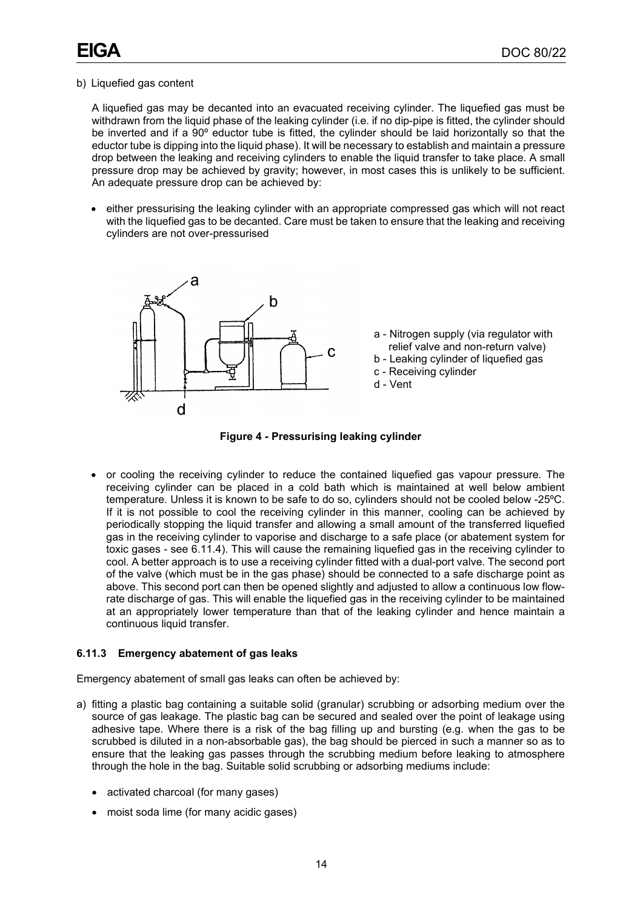b) Liquefied gas content

A liquefied gas may be decanted into an evacuated receiving cylinder. The liquefied gas must be withdrawn from the liquid phase of the leaking cylinder (i.e. if no dip-pipe is fitted, the cylinder should be inverted and if a 90º eductor tube is fitted, the cylinder should be laid horizontally so that the eductor tube is dipping into the liquid phase). It will be necessary to establish and maintain a pressure drop between the leaking and receiving cylinders to enable the liquid transfer to take place. A small pressure drop may be achieved by gravity; however, in most cases this is unlikely to be sufficient. An adequate pressure drop can be achieved by:

- either pressurising the leaking cylinder with an appropriate compressed gas which will not react with the liquefied gas to be decanted. Care must be taken to ensure that the leaking and receiving cylinders are not over-pressurised

a - Nitrogen supply (via regulator with relief valve and non-return valve)
b - Leaking cylinder of liquefied gas
c - Receiving cylinder
d - Vent

**Figure 4 - Pressurising leaking cylinder**

- or cooling the receiving cylinder to reduce the contained liquefied gas vapour pressure. The receiving cylinder can be placed in a cold bath which is maintained at well below ambient temperature. Unless it is known to be safe to do so, cylinders should not be cooled below -25ºC. If it is not possible to cool the receiving cylinder in this manner, cooling can be achieved by periodically stopping the liquid transfer and allowing a small amount of the transferred liquefied gas in the receiving cylinder to vaporise and discharge to a safe place (or abatement system for toxic gases - see 6.11.4). This will cause the remaining liquefied gas in the receiving cylinder to cool. A better approach is to use a receiving cylinder fitted with a dual-port valve. The second port of the valve (which must be in the gas phase) should be connected to a safe discharge point as above. This second port can then be opened slightly and adjusted to allow a continuous low flow-rate discharge of gas. This will enable the liquefied gas in the receiving cylinder to be maintained at an appropriately lower temperature than that of the leaking cylinder and hence maintain a continuous liquid transfer.

### 6.11.3 Emergency abatement of gas leaks

Emergency abatement of small gas leaks can often be achieved by:

a) fitting a plastic bag containing a suitable solid (granular) scrubbing or adsorbing medium over the source of gas leakage. The plastic bag can be secured and sealed over the point of leakage using adhesive tape. Where there is a risk of the bag filling up and bursting (e.g. when the gas to be scrubbed is diluted in a non-absorbable gas), the bag should be pierced in such a manner so as to ensure that the leaking gas passes through the scrubbing medium before leaking to atmosphere through the hole in the bag. Suitable solid scrubbing or adsorbing mediums include:

   - activated charcoal (for many gases)
   - moist soda lime (for many acidic gases)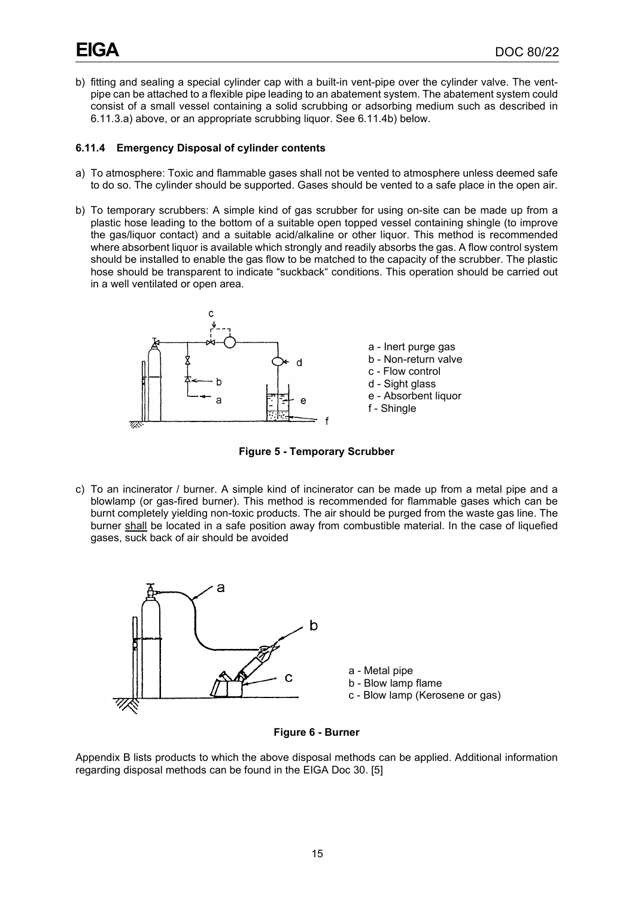b) fitting and sealing a special cylinder cap with a built-in vent-pipe over the cylinder valve. The vent-pipe can be attached to a flexible pipe leading to an abatement system. The abatement system could consist of a small vessel containing a solid scrubbing or adsorbing medium such as described in 6.11.3.a) above, or an appropriate scrubbing liquor. See 6.11.4b) below.

### 6.11.4 Emergency Disposal of cylinder contents

a) To atmosphere: Toxic and flammable gases shall not be vented to atmosphere unless deemed safe to do so. The cylinder should be supported. Gases should be vented to a safe place in the open air.

b) To temporary scrubbers: A simple kind of gas scrubber for using on-site can be made up from a plastic hose leading to the bottom of a suitable open topped vessel containing shingle (to improve the gas/liquor contact) and a suitable acid/alkaline or other liquor. This method is recommended where absorbent liquor is available which strongly and readily absorbs the gas. A flow control system should be installed to enable the gas flow to be matched to the capacity of the scrubber. The plastic hose should be transparent to indicate "suckback" conditions. This operation should be carried out in a well ventilated or open area.

a - Inert purge gas
b - Non-return valve
c - Flow control
d - Sight glass
e - Absorbent liquor
f - Shingle

**Figure 5 - Temporary Scrubber**

c) To an incinerator / burner. A simple kind of incinerator can be made up from a metal pipe and a blowlamp (or gas-fired burner). This method is recommended for flammable gases which can be burnt completely yielding non-toxic products. The air should be purged from the waste gas line. The burner shall be located in a safe position away from combustible material. In the case of liquefied gases, suck back of air should be avoided

a - Metal pipe
b - Blow lamp flame
c - Blow lamp (Kerosene or gas)

**Figure 6 - Burner**

Appendix B lists products to which the above disposal methods can be applied. Additional information regarding disposal methods can be found in the EIGA Doc 30. [5]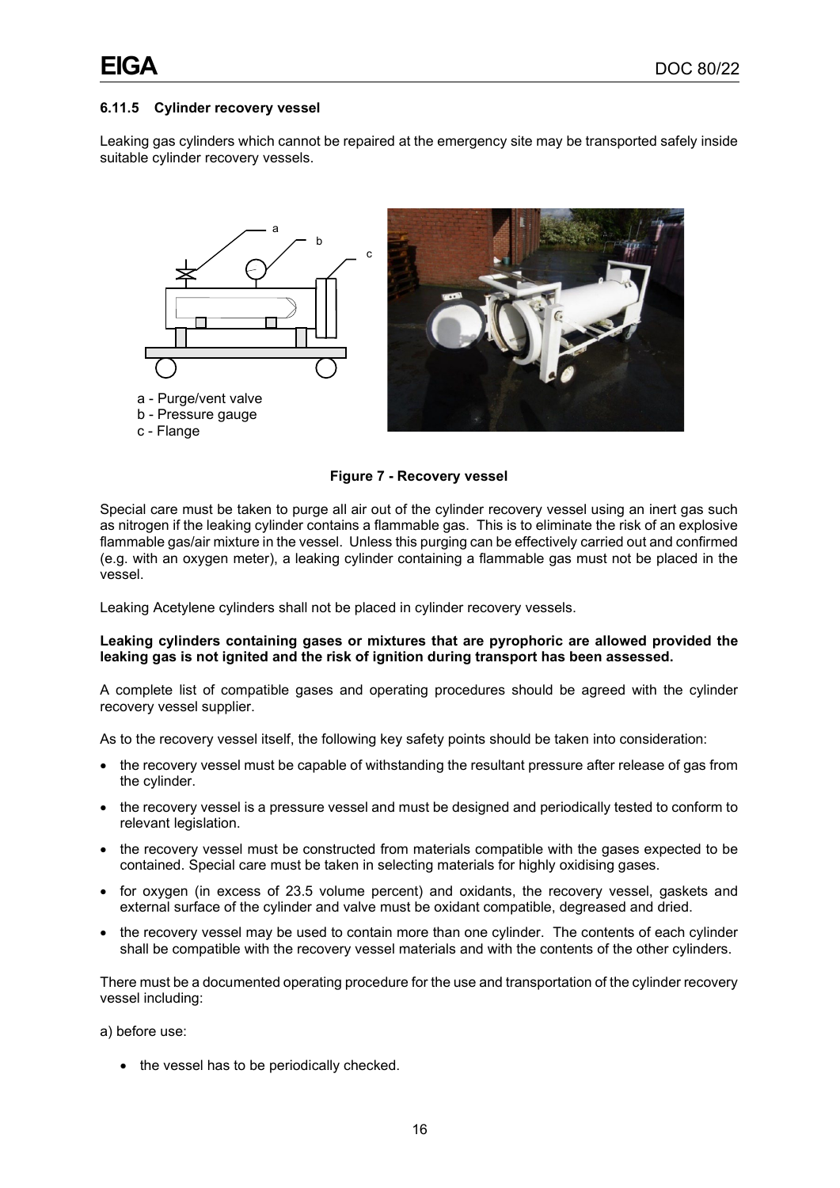#### 6.11.5 Cylinder recovery vessel

Leaking gas cylinders which cannot be repaired at the emergency site may be transported safely inside suitable cylinder recovery vessels.

a - Purge/vent valve
b - Pressure gauge
c - Flange

**Figure 7 - Recovery vessel**

Special care must be taken to purge all air out of the cylinder recovery vessel using an inert gas such as nitrogen if the leaking cylinder contains a flammable gas. This is to eliminate the risk of an explosive flammable gas/air mixture in the vessel. Unless this purging can be effectively carried out and confirmed (e.g. with an oxygen meter), a leaking cylinder containing a flammable gas must not be placed in the vessel.

Leaking Acetylene cylinders shall not be placed in cylinder recovery vessels.

**Leaking cylinders containing gases or mixtures that are pyrophoric are allowed provided the leaking gas is not ignited and the risk of ignition during transport has been assessed.**

A complete list of compatible gases and operating procedures should be agreed with the cylinder recovery vessel supplier.

As to the recovery vessel itself, the following key safety points should be taken into consideration:

- the recovery vessel must be capable of withstanding the resultant pressure after release of gas from the cylinder.
- the recovery vessel is a pressure vessel and must be designed and periodically tested to conform to relevant legislation.
- the recovery vessel must be constructed from materials compatible with the gases expected to be contained. Special care must be taken in selecting materials for highly oxidising gases.
- for oxygen (in excess of 23.5 volume percent) and oxidants, the recovery vessel, gaskets and external surface of the cylinder and valve must be oxidant compatible, degreased and dried.
- the recovery vessel may be used to contain more than one cylinder. The contents of each cylinder shall be compatible with the recovery vessel materials and with the contents of the other cylinders.

There must be a documented operating procedure for the use and transportation of the cylinder recovery vessel including:

a) before use:

- the vessel has to be periodically checked.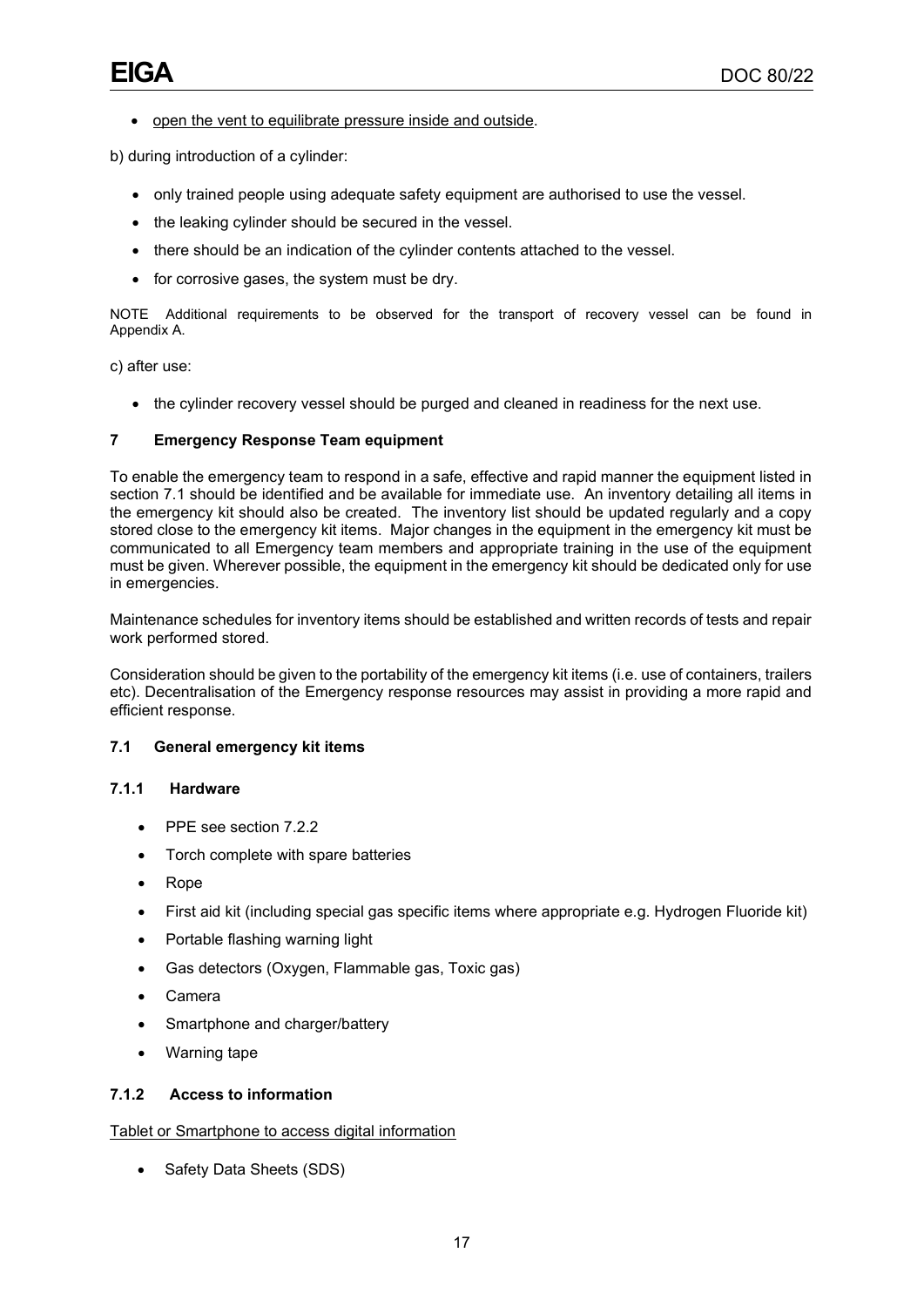- open the vent to equilibrate pressure inside and outside.

b) during introduction of a cylinder:

- only trained people using adequate safety equipment are authorised to use the vessel.
- the leaking cylinder should be secured in the vessel.
- there should be an indication of the cylinder contents attached to the vessel.
- for corrosive gases, the system must be dry.

NOTE Additional requirements to be observed for the transport of recovery vessel can be found in Appendix A.

c) after use:

- the cylinder recovery vessel should be purged and cleaned in readiness for the next use.

## 7 Emergency Response Team equipment

To enable the emergency team to respond in a safe, effective and rapid manner the equipment listed in section 7.1 should be identified and be available for immediate use. An inventory detailing all items in the emergency kit should also be created. The inventory list should be updated regularly and a copy stored close to the emergency kit items. Major changes in the equipment in the emergency kit must be communicated to all Emergency team members and appropriate training in the use of the equipment must be given. Wherever possible, the equipment in the emergency kit should be dedicated only for use in emergencies.

Maintenance schedules for inventory items should be established and written records of tests and repair work performed stored.

Consideration should be given to the portability of the emergency kit items (i.e. use of containers, trailers etc). Decentralisation of the Emergency response resources may assist in providing a more rapid and efficient response.

### 7.1 General emergency kit items

#### 7.1.1 Hardware

- PPE see section 7.2.2
- Torch complete with spare batteries
- Rope
- First aid kit (including special gas specific items where appropriate e.g. Hydrogen Fluoride kit)
- Portable flashing warning light
- Gas detectors (Oxygen, Flammable gas, Toxic gas)
- Camera
- Smartphone and charger/battery
- Warning tape

#### 7.1.2 Access to information

Tablet or Smartphone to access digital information

- Safety Data Sheets (SDS)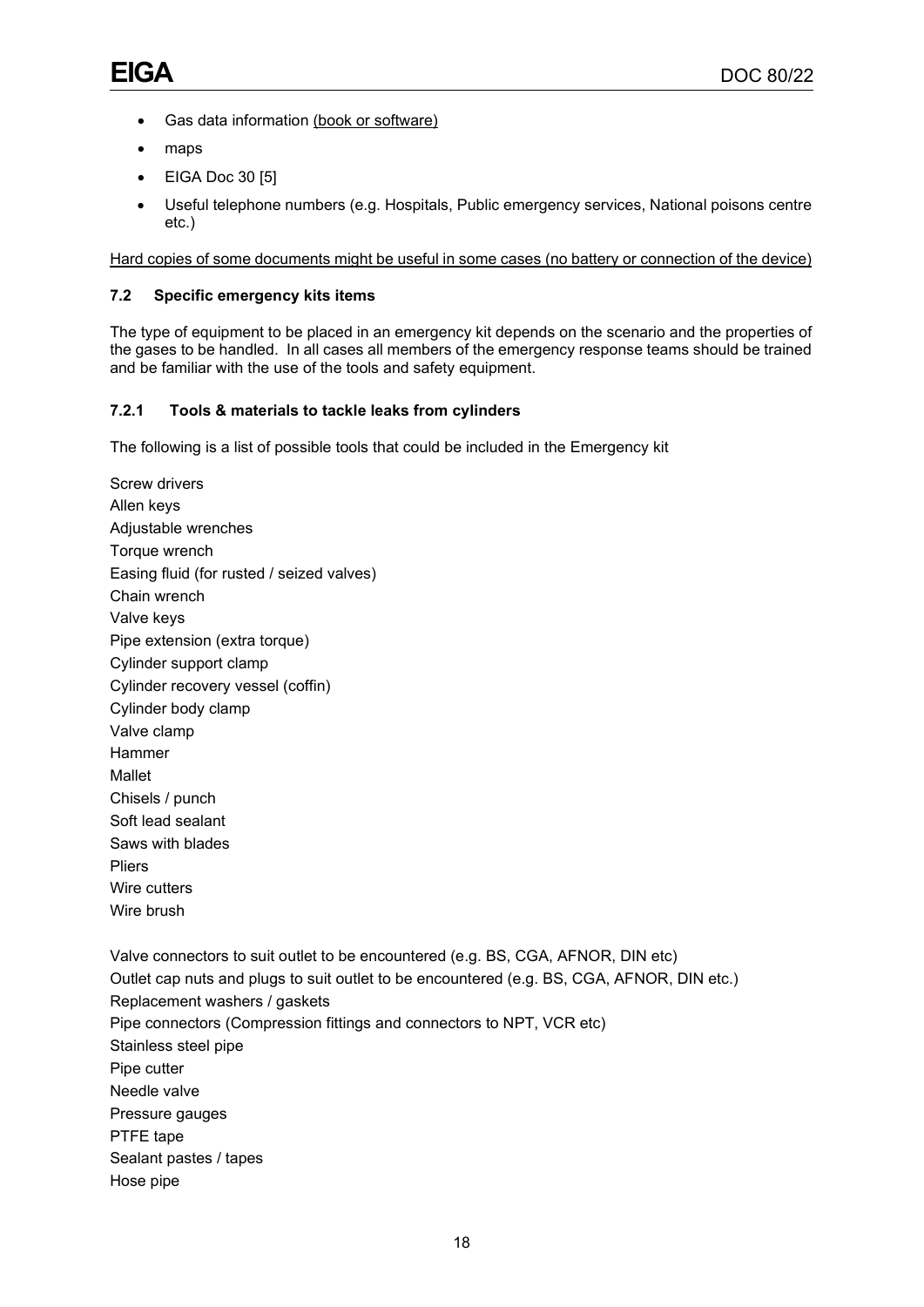- Gas data information <u>(book or software)</u>
- maps
- EIGA Doc 30 [5]
- Useful telephone numbers (e.g. Hospitals, Public emergency services, National poisons centre etc.)

<u>Hard copies of some documents might be useful in some cases (no battery or connection of the device)</u>

### 7.2 Specific emergency kits items

The type of equipment to be placed in an emergency kit depends on the scenario and the properties of the gases to be handled. In all cases all members of the emergency response teams should be trained and be familiar with the use of the tools and safety equipment.

#### 7.2.1 Tools & materials to tackle leaks from cylinders

The following is a list of possible tools that could be included in the Emergency kit

Screw drivers
Allen keys
Adjustable wrenches
Torque wrench
Easing fluid (for rusted / seized valves)
Chain wrench
Valve keys
Pipe extension (extra torque)
Cylinder support clamp
Cylinder recovery vessel (coffin)
Cylinder body clamp
Valve clamp
Hammer
Mallet
Chisels / punch
Soft lead sealant
Saws with blades
Pliers
Wire cutters
Wire brush

Valve connectors to suit outlet to be encountered (e.g. BS, CGA, AFNOR, DIN etc)
Outlet cap nuts and plugs to suit outlet to be encountered (e.g. BS, CGA, AFNOR, DIN etc.)
Replacement washers / gaskets
Pipe connectors (Compression fittings and connectors to NPT, VCR etc)
Stainless steel pipe
Pipe cutter
Needle valve
Pressure gauges
PTFE tape
Sealant pastes / tapes
Hose pipe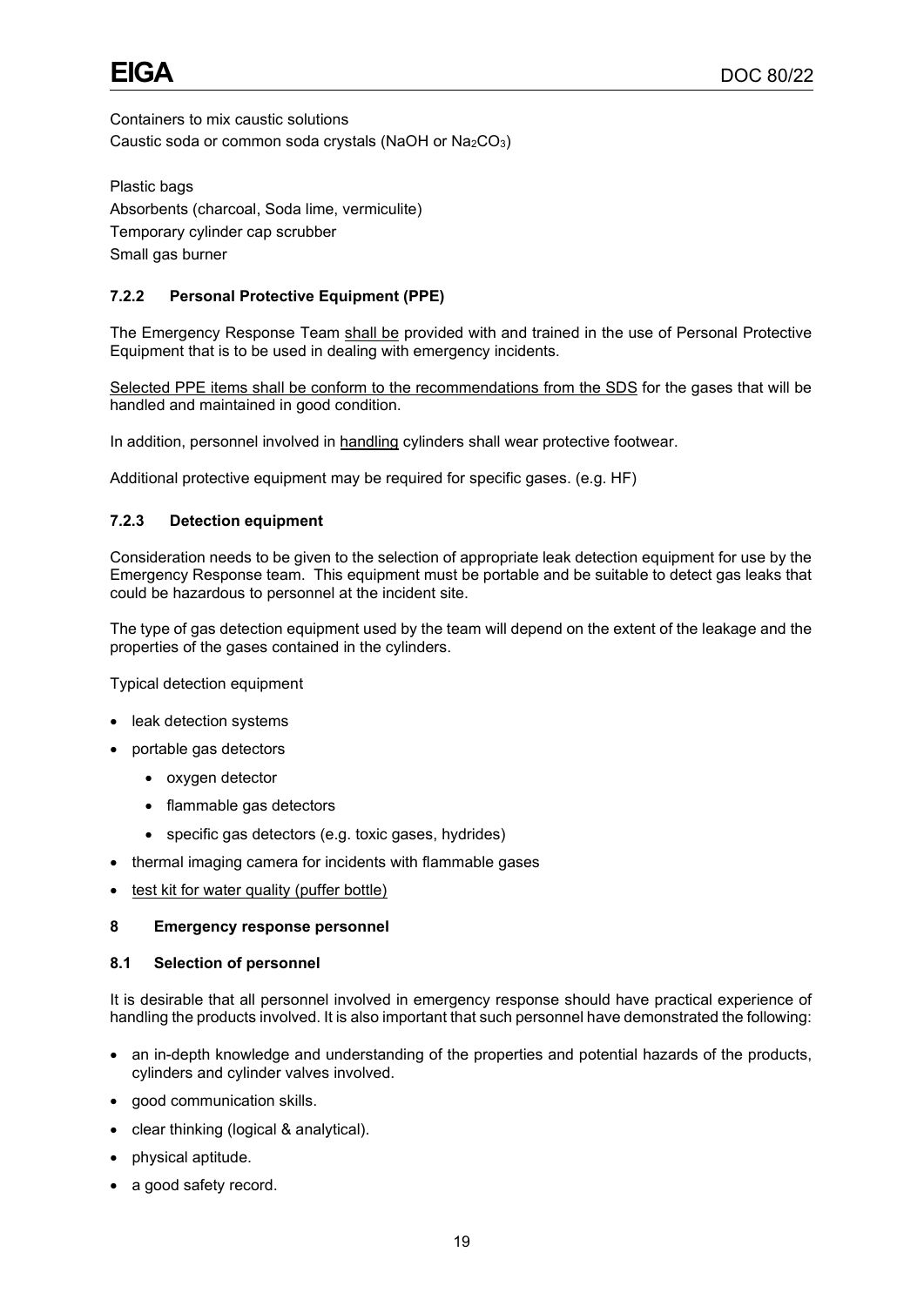Containers to mix caustic solutions

Caustic soda or common soda crystals (NaOH or $Na_2CO_3$)

Plastic bags

Absorbents (charcoal, Soda lime, vermiculite)

Temporary cylinder cap scrubber

Small gas burner

### 7.2.2 Personal Protective Equipment (PPE)

The Emergency Response Team shall be provided with and trained in the use of Personal Protective Equipment that is to be used in dealing with emergency incidents.

Selected PPE items shall be conform to the recommendations from the SDS for the gases that will be handled and maintained in good condition.

In addition, personnel involved in handling cylinders shall wear protective footwear.

Additional protective equipment may be required for specific gases. (e.g. HF)

### 7.2.3 Detection equipment

Consideration needs to be given to the selection of appropriate leak detection equipment for use by the Emergency Response team. This equipment must be portable and be suitable to detect gas leaks that could be hazardous to personnel at the incident site.

The type of gas detection equipment used by the team will depend on the extent of the leakage and the properties of the gases contained in the cylinders.

Typical detection equipment

- leak detection systems
- portable gas detectors
  - oxygen detector
  - flammable gas detectors
  - specific gas detectors (e.g. toxic gases, hydrides)
- thermal imaging camera for incidents with flammable gases
- test kit for water quality (puffer bottle)

## 8 Emergency response personnel

### 8.1 Selection of personnel

It is desirable that all personnel involved in emergency response should have practical experience of handling the products involved. It is also important that such personnel have demonstrated the following:

- an in-depth knowledge and understanding of the properties and potential hazards of the products, cylinders and cylinder valves involved.
- good communication skills.
- clear thinking (logical & analytical).
- physical aptitude.
- a good safety record.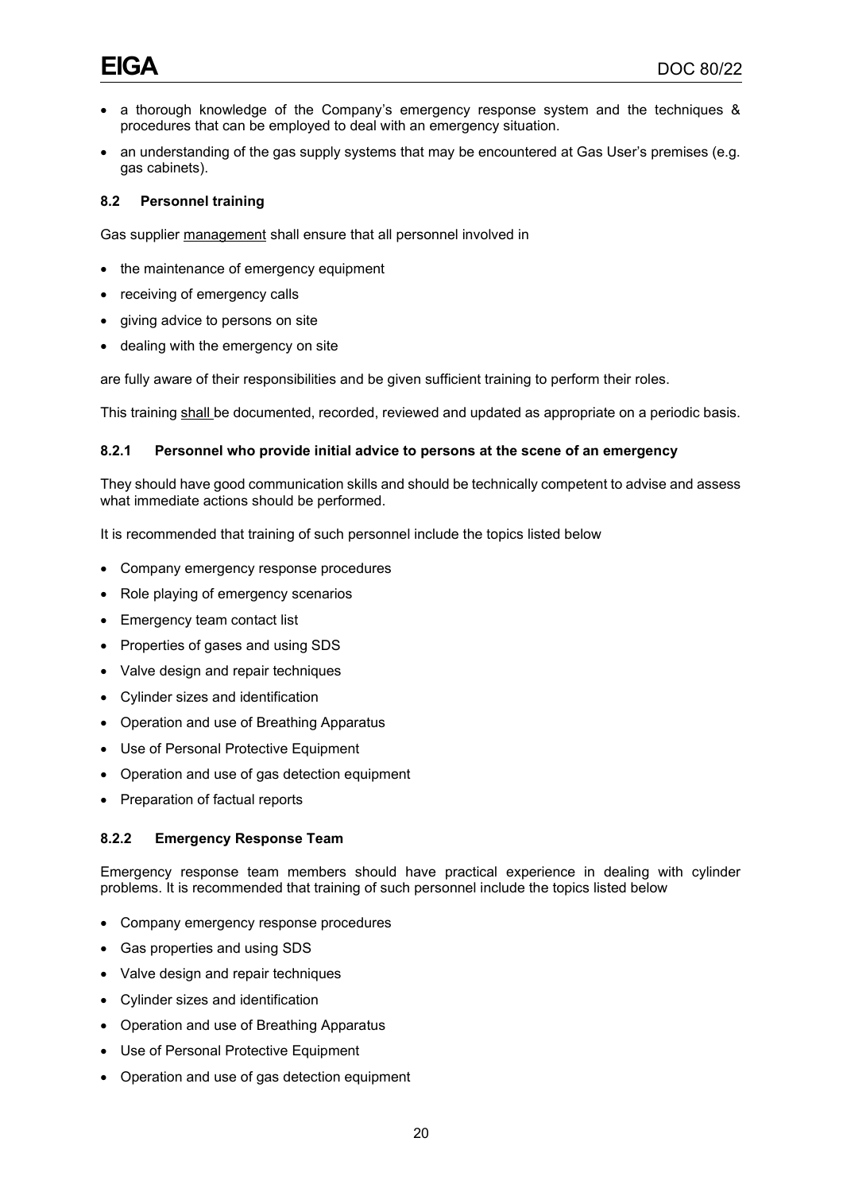- a thorough knowledge of the Company's emergency response system and the techniques & procedures that can be employed to deal with an emergency situation.
- an understanding of the gas supply systems that may be encountered at Gas User's premises (e.g. gas cabinets).

### 8.2 Personnel training

Gas supplier management shall ensure that all personnel involved in

- the maintenance of emergency equipment
- receiving of emergency calls
- giving advice to persons on site
- dealing with the emergency on site

are fully aware of their responsibilities and be given sufficient training to perform their roles.

This training shall be documented, recorded, reviewed and updated as appropriate on a periodic basis.

#### 8.2.1 Personnel who provide initial advice to persons at the scene of an emergency

They should have good communication skills and should be technically competent to advise and assess what immediate actions should be performed.

It is recommended that training of such personnel include the topics listed below

- Company emergency response procedures
- Role playing of emergency scenarios
- Emergency team contact list
- Properties of gases and using SDS
- Valve design and repair techniques
- Cylinder sizes and identification
- Operation and use of Breathing Apparatus
- Use of Personal Protective Equipment
- Operation and use of gas detection equipment
- Preparation of factual reports

#### 8.2.2 Emergency Response Team

Emergency response team members should have practical experience in dealing with cylinder problems. It is recommended that training of such personnel include the topics listed below

- Company emergency response procedures
- Gas properties and using SDS
- Valve design and repair techniques
- Cylinder sizes and identification
- Operation and use of Breathing Apparatus
- Use of Personal Protective Equipment
- Operation and use of gas detection equipment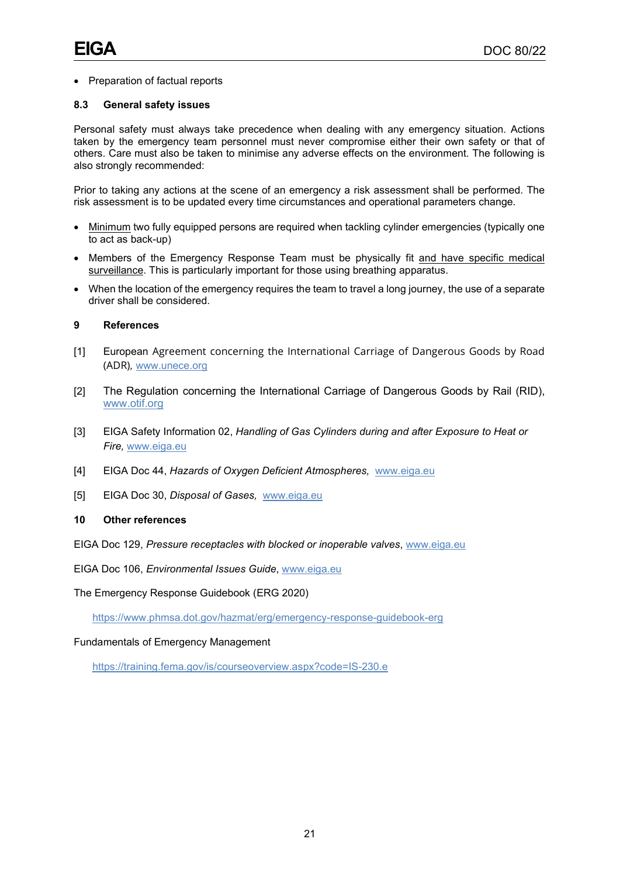- Preparation of factual reports

### 8.3 General safety issues

Personal safety must always take precedence when dealing with any emergency situation. Actions taken by the emergency team personnel must never compromise either their own safety or that of others. Care must also be taken to minimise any adverse effects on the environment. The following is also strongly recommended:

Prior to taking any actions at the scene of an emergency a risk assessment shall be performed. The risk assessment is to be updated every time circumstances and operational parameters change.

- Minimum two fully equipped persons are required when tackling cylinder emergencies (typically one to act as back-up)
- Members of the Emergency Response Team must be physically fit and have specific medical surveillance. This is particularly important for those using breathing apparatus.
- When the location of the emergency requires the team to travel a long journey, the use of a separate driver shall be considered.

## 9 References

[1] European Agreement concerning the International Carriage of Dangerous Goods by Road (ADR), www.unece.org

[2] The Regulation concerning the International Carriage of Dangerous Goods by Rail (RID), www.otif.org

[3] EIGA Safety Information 02, *Handling of Gas Cylinders during and after Exposure to Heat or Fire,* www.eiga.eu

[4] EIGA Doc 44, *Hazards of Oxygen Deficient Atmospheres,* www.eiga.eu

[5] EIGA Doc 30, *Disposal of Gases,* www.eiga.eu

## 10 Other references

EIGA Doc 129, *Pressure receptacles with blocked or inoperable valves*, www.eiga.eu

EIGA Doc 106, *Environmental Issues Guide*, www.eiga.eu

The Emergency Response Guidebook (ERG 2020)

https://www.phmsa.dot.gov/hazmat/erg/emergency-response-guidebook-erg

Fundamentals of Emergency Management

https://training.fema.gov/is/courseoverview.aspx?code=IS-230.e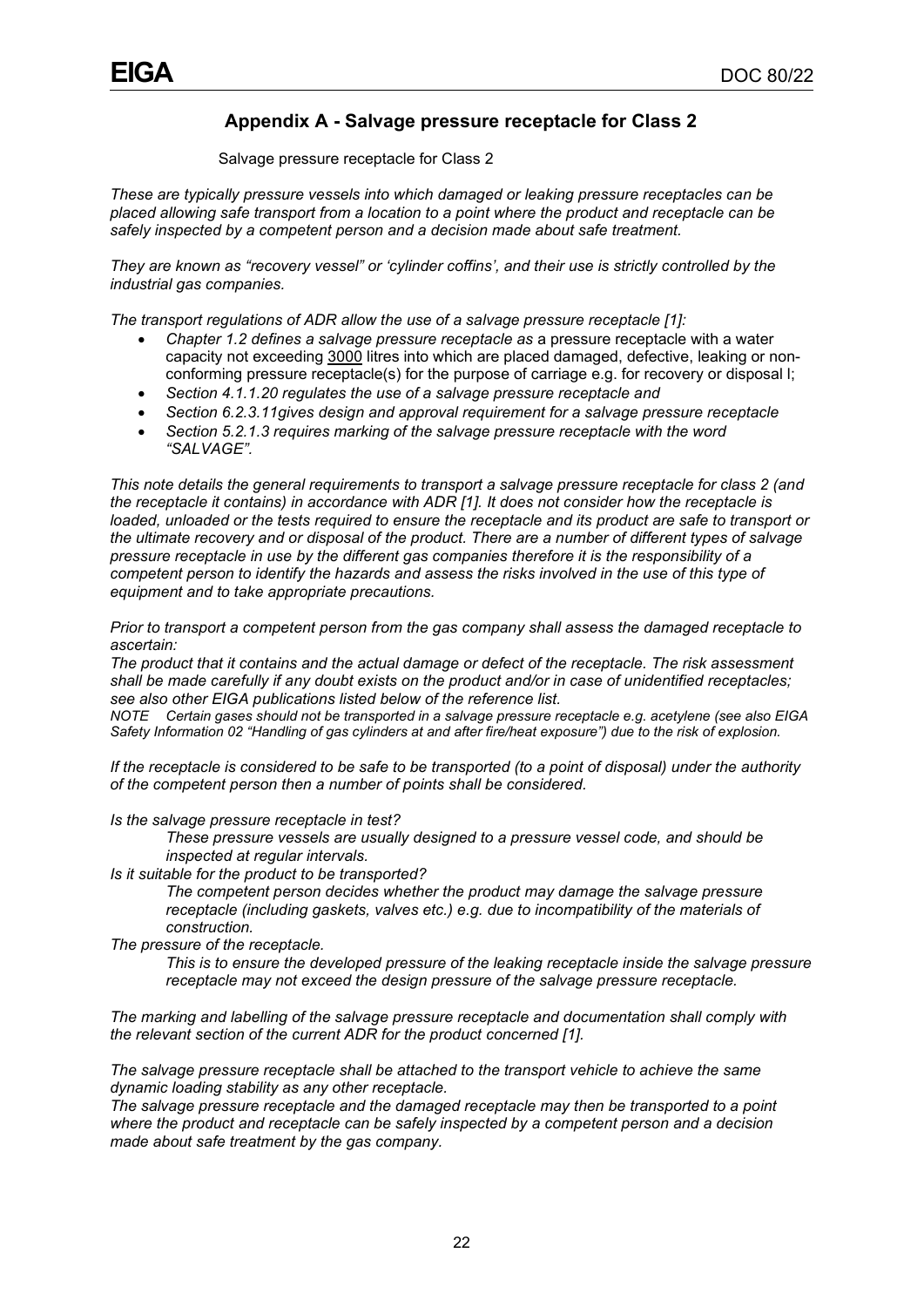## Appendix A - Salvage pressure receptacle for Class 2

Salvage pressure receptacle for Class 2

*These are typically pressure vessels into which damaged or leaking pressure receptacles can be placed allowing safe transport from a location to a point where the product and receptacle can be safely inspected by a competent person and a decision made about safe treatment.*

*They are known as "recovery vessel" or 'cylinder coffins', and their use is strictly controlled by the industrial gas companies.*

*The transport regulations of ADR allow the use of a salvage pressure receptacle [1]:*

- *Chapter 1.2 defines a salvage pressure receptacle as* a pressure receptacle with a water capacity not exceeding 3000 litres into which are placed damaged, defective, leaking or non-conforming pressure receptacle(s) for the purpose of carriage e.g. for recovery or disposal l;
- *Section 4.1.1.20 regulates the use of a salvage pressure receptacle and*
- *Section 6.2.3.11gives design and approval requirement for a salvage pressure receptacle*
- *Section 5.2.1.3 requires marking of the salvage pressure receptacle with the word "SALVAGE".*

*This note details the general requirements to transport a salvage pressure receptacle for class 2 (and the receptacle it contains) in accordance with ADR [1]. It does not consider how the receptacle is loaded, unloaded or the tests required to ensure the receptacle and its product are safe to transport or the ultimate recovery and or disposal of the product. There are a number of different types of salvage pressure receptacle in use by the different gas companies therefore it is the responsibility of a competent person to identify the hazards and assess the risks involved in the use of this type of equipment and to take appropriate precautions.*

*Prior to transport a competent person from the gas company shall assess the damaged receptacle to ascertain:*

*The product that it contains and the actual damage or defect of the receptacle. The risk assessment shall be made carefully if any doubt exists on the product and/or in case of unidentified receptacles; see also other EIGA publications listed below of the reference list.*

*NOTE Certain gases should not be transported in a salvage pressure receptacle e.g. acetylene (see also EIGA Safety Information 02 "Handling of gas cylinders at and after fire/heat exposure") due to the risk of explosion.*

*If the receptacle is considered to be safe to be transported (to a point of disposal) under the authority of the competent person then a number of points shall be considered.*

*Is the salvage pressure receptacle in test?*

> *These pressure vessels are usually designed to a pressure vessel code, and should be inspected at regular intervals.*

*Is it suitable for the product to be transported?*

> *The competent person decides whether the product may damage the salvage pressure receptacle (including gaskets, valves etc.) e.g. due to incompatibility of the materials of construction.*

*The pressure of the receptacle.*

> *This is to ensure the developed pressure of the leaking receptacle inside the salvage pressure receptacle may not exceed the design pressure of the salvage pressure receptacle.*

*The marking and labelling of the salvage pressure receptacle and documentation shall comply with the relevant section of the current ADR for the product concerned [1].*

*The salvage pressure receptacle shall be attached to the transport vehicle to achieve the same dynamic loading stability as any other receptacle.*

*The salvage pressure receptacle and the damaged receptacle may then be transported to a point where the product and receptacle can be safely inspected by a competent person and a decision made about safe treatment by the gas company.*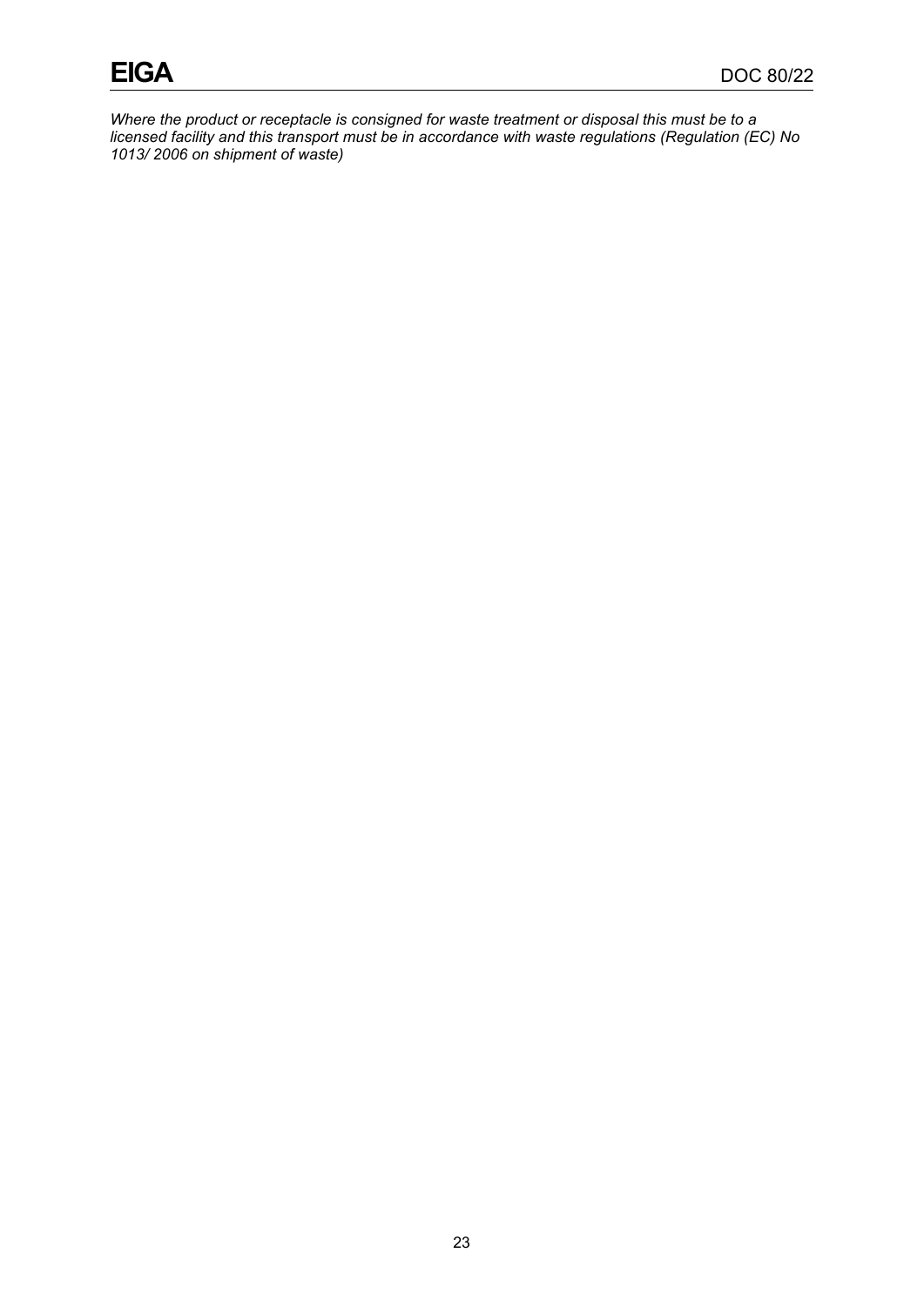*Where the product or receptacle is consigned for waste treatment or disposal this must be to a licensed facility and this transport must be in accordance with waste regulations (Regulation (EC) No 1013/ 2006 on shipment of waste)*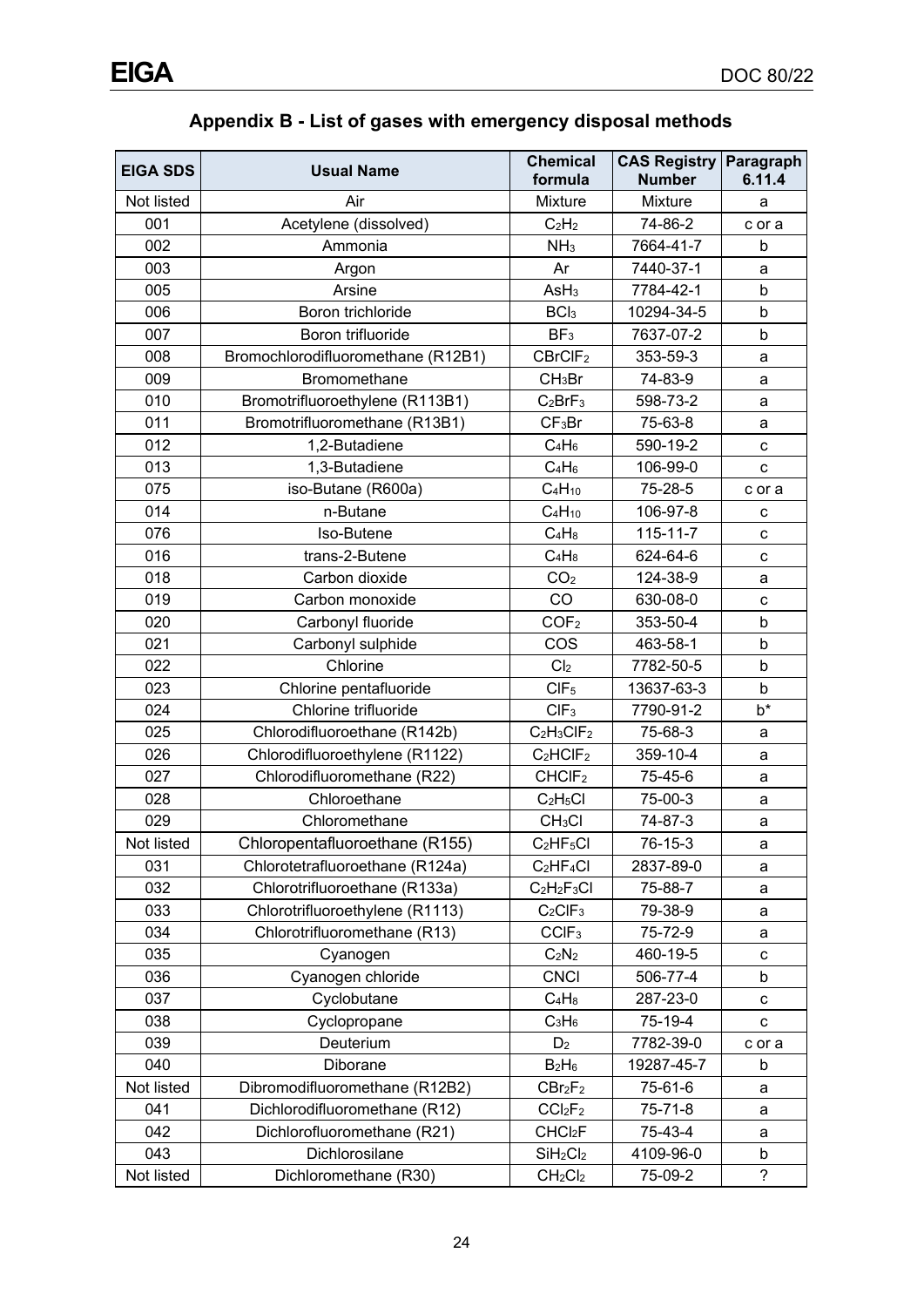## Appendix B - List of gases with emergency disposal methods

| EIGA SDS | Usual Name | Chemical formula | CAS Registry Number | Paragraph 6.11.4 |
|---|---|---|---|---|
| Not listed | Air | Mixture | Mixture | a |
| 001 | Acetylene (dissolved) | $C_2H_2$ | 74-86-2 | c or a |
| 002 | Ammonia | $NH_3$ | 7664-41-7 | b |
| 003 | Argon | Ar | 7440-37-1 | a |
| 005 | Arsine | $AsH_3$ | 7784-42-1 | b |
| 006 | Boron trichloride | $BCl_3$ | 10294-34-5 | b |
| 007 | Boron trifluoride | $BF_3$ | 7637-07-2 | b |
| 008 | Bromochlorodifluoromethane (R12B1) | $CBrClF_2$ | 353-59-3 | a |
| 009 | Bromomethane | $CH_3Br$ | 74-83-9 | a |
| 010 | Bromotrifluoroethylene (R113B1) | $C_2BrF_3$ | 598-73-2 | a |
| 011 | Bromotrifluoromethane (R13B1) | $CF_3Br$ | 75-63-8 | a |
| 012 | 1,2-Butadiene | $C_4H_6$ | 590-19-2 | c |
| 013 | 1,3-Butadiene | $C_4H_6$ | 106-99-0 | c |
| 075 | iso-Butane (R600a) | $C_4H_{10}$ | 75-28-5 | c or a |
| 014 | n-Butane | $C_4H_{10}$ | 106-97-8 | c |
| 076 | Iso-Butene | $C_4H_8$ | 115-11-7 | c |
| 016 | trans-2-Butene | $C_4H_8$ | 624-64-6 | c |
| 018 | Carbon dioxide | $CO_2$ | 124-38-9 | a |
| 019 | Carbon monoxide | CO | 630-08-0 | c |
| 020 | Carbonyl fluoride | $COF_2$ | 353-50-4 | b |
| 021 | Carbonyl sulphide | COS | 463-58-1 | b |
| 022 | Chlorine | $Cl_2$ | 7782-50-5 | b |
| 023 | Chlorine pentafluoride | $ClF_5$ | 13637-63-3 | b |
| 024 | Chlorine trifluoride | $ClF_3$ | 7790-91-2 | b* |
| 025 | Chlorodifluoroethane (R142b) | $C_2H_3ClF_2$ | 75-68-3 | a |
| 026 | Chlorodifluoroethylene (R1122) | $C_2HClF_2$ | 359-10-4 | a |
| 027 | Chlorodifluoromethane (R22) | $CHClF_2$ | 75-45-6 | a |
| 028 | Chloroethane | $C_2H_5Cl$ | 75-00-3 | a |
| 029 | Chloromethane | $CH_3Cl$ | 74-87-3 | a |
| Not listed | Chloropentafluoroethane (R155) | $C_2HF_5Cl$ | 76-15-3 | a |
| 031 | Chlorotetrafluoroethane (R124a) | $C_2HF_4Cl$ | 2837-89-0 | a |
| 032 | Chlorotrifluoroethane (R133a) | $C_2H_2F_3Cl$ | 75-88-7 | a |
| 033 | Chlorotrifluoroethylene (R1113) | $C_2ClF_3$ | 79-38-9 | a |
| 034 | Chlorotrifluoromethane (R13) | $CClF_3$ | 75-72-9 | a |
| 035 | Cyanogen | $C_2N_2$ | 460-19-5 | c |
| 036 | Cyanogen chloride | CNCl | 506-77-4 | b |
| 037 | Cyclobutane | $C_4H_8$ | 287-23-0 | c |
| 038 | Cyclopropane | $C_3H_6$ | 75-19-4 | c |
| 039 | Deuterium | $D_2$ | 7782-39-0 | c or a |
| 040 | Diborane | $B_2H_6$ | 19287-45-7 | b |
| Not listed | Dibromodifluoromethane (R12B2) | $CBr_2F_2$ | 75-61-6 | a |
| 041 | Dichlorodifluoromethane (R12) | $CCl_2F_2$ | 75-71-8 | a |
| 042 | Dichlorofluoromethane (R21) | $CHCl_2F$ | 75-43-4 | a |
| 043 | Dichlorosilane | $SiH_2Cl_2$ | 4109-96-0 | b |
| Not listed | Dichloromethane (R30) | $CH_2Cl_2$ | 75-09-2 | ? |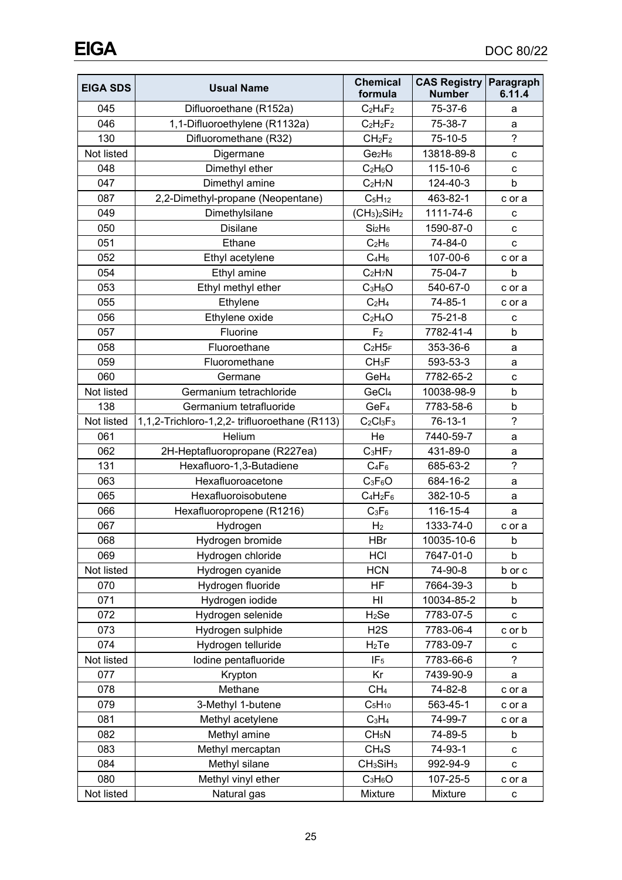| EIGA SDS | Usual Name | Chemical formula | CAS Registry Number | Paragraph 6.11.4 |
|---|---|---|---|---|
| 045 | Difluoroethane (R152a) | $C_2H_4F_2$ | 75-37-6 | a |
| 046 | 1,1-Difluoroethylene (R1132a) | $C_2H_2F_2$ | 75-38-7 | a |
| 130 | Difluoromethane (R32) | $CH_2F_2$ | 75-10-5 | ? |
| Not listed | Digermane | $Ge_2H_6$ | 13818-89-8 | c |
| 048 | Dimethyl ether | $C_2H_6O$ | 115-10-6 | c |
| 047 | Dimethyl amine | $C_2H_7N$ | 124-40-3 | b |
| 087 | 2,2-Dimethyl-propane (Neopentane) | $C_5H_{12}$ | 463-82-1 | c or a |
| 049 | Dimethylsilane | $(CH_3)_2SiH_2$ | 1111-74-6 | c |
| 050 | Disilane | $Si_2H_6$ | 1590-87-0 | c |
| 051 | Ethane | $C_2H_6$ | 74-84-0 | c |
| 052 | Ethyl acetylene | $C_4H_6$ | 107-00-6 | c or a |
| 054 | Ethyl amine | $C_2H_7N$ | 75-04-7 | b |
| 053 | Ethyl methyl ether | $C_3H_8O$ | 540-67-0 | c or a |
| 055 | Ethylene | $C_2H_4$ | 74-85-1 | c or a |
| 056 | Ethylene oxide | $C_2H_4O$ | 75-21-8 | c |
| 057 | Fluorine | $F_2$ | 7782-41-4 | b |
| 058 | Fluoroethane | $C_2H_5F$ | 353-36-6 | a |
| 059 | Fluoromethane | $CH_3F$ | 593-53-3 | a |
| 060 | Germane | $GeH_4$ | 7782-65-2 | c |
| Not listed | Germanium tetrachloride | $GeCl_4$ | 10038-98-9 | b |
| 138 | Germanium tetrafluoride | $GeF_4$ | 7783-58-6 | b |
| Not listed | 1,1,2-Trichloro-1,2,2- trifluoroethane (R113) | $C_2Cl_3F_3$ | 76-13-1 | ? |
| 061 | Helium | He | 7440-59-7 | a |
| 062 | 2H-Heptafluoropropane (R227ea) | $C_3HF_7$ | 431-89-0 | a |
| 131 | Hexafluoro-1,3-Butadiene | $C_4F_6$ | 685-63-2 | ? |
| 063 | Hexafluoroacetone | $C_3F_6O$ | 684-16-2 | a |
| 065 | Hexafluoroisobutene | $C_4H_2F_6$ | 382-10-5 | a |
| 066 | Hexafluoropropene (R1216) | $C_3F_6$ | 116-15-4 | a |
| 067 | Hydrogen | $H_2$ | 1333-74-0 | c or a |
| 068 | Hydrogen bromide | HBr | 10035-10-6 | b |
| 069 | Hydrogen chloride | HCl | 7647-01-0 | b |
| Not listed | Hydrogen cyanide | HCN | 74-90-8 | b or c |
| 070 | Hydrogen fluoride | HF | 7664-39-3 | b |
| 071 | Hydrogen iodide | HI | 10034-85-2 | b |
| 072 | Hydrogen selenide | $H_2Se$ | 7783-07-5 | c |
| 073 | Hydrogen sulphide | $H_2S$ | 7783-06-4 | c or b |
| 074 | Hydrogen telluride | $H_2Te$ | 7783-09-7 | c |
| Not listed | Iodine pentafluoride | $IF_5$ | 7783-66-6 | ? |
| 077 | Krypton | Kr | 7439-90-9 | a |
| 078 | Methane | $CH_4$ | 74-82-8 | c or a |
| 079 | 3-Methyl 1-butene | $C_5H_{10}$ | 563-45-1 | c or a |
| 081 | Methyl acetylene | $C_3H_4$ | 74-99-7 | c or a |
| 082 | Methyl amine | $CH_5N$ | 74-89-5 | b |
| 083 | Methyl mercaptan | $CH_4S$ | 74-93-1 | c |
| 084 | Methyl silane | $CH_3SiH_3$ | 992-94-9 | c |
| 080 | Methyl vinyl ether | $C_3H_6O$ | 107-25-5 | c or a |
| Not listed | Natural gas | Mixture | Mixture | c |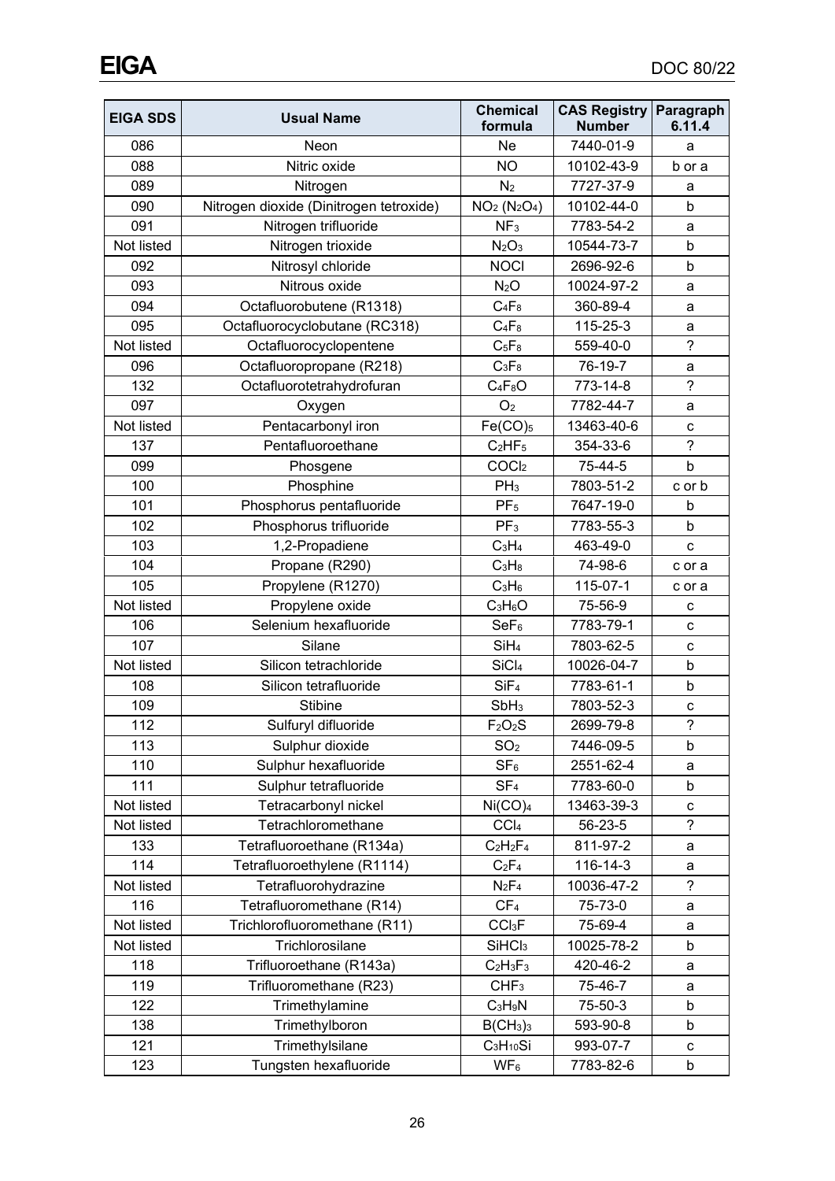| EIGA SDS | Usual Name | Chemical formula | CAS Registry Number | Paragraph 6.11.4 |
|---|---|---|---|---|
| 086 | Neon | $Ne$ | 7440-01-9 | a |
| 088 | Nitric oxide | $NO$ | 10102-43-9 | b or a |
| 089 | Nitrogen | $N_2$ | 7727-37-9 | a |
| 090 | Nitrogen dioxide (Dinitrogen tetroxide) | $NO_2$ ($N_2O_4$) | 10102-44-0 | b |
| 091 | Nitrogen trifluoride | $NF_3$ | 7783-54-2 | a |
| Not listed | Nitrogen trioxide | $N_2O_3$ | 10544-73-7 | b |
| 092 | Nitrosyl chloride | $NOCl$ | 2696-92-6 | b |
| 093 | Nitrous oxide | $N_2O$ | 10024-97-2 | a |
| 094 | Octafluorobutene (R1318) | $C_4F_8$ | 360-89-4 | a |
| 095 | Octafluorocyclobutane (RC318) | $C_4F_8$ | 115-25-3 | a |
| Not listed | Octafluorocyclopentene | $C_5F_8$ | 559-40-0 | ? |
| 096 | Octafluoropropane (R218) | $C_3F_8$ | 76-19-7 | a |
| 132 | Octafluorotetrahydrofuran | $C_4F_8O$ | 773-14-8 | ? |
| 097 | Oxygen | $O_2$ | 7782-44-7 | a |
| Not listed | Pentacarbonyl iron | $Fe(CO)_5$ | 13463-40-6 | c |
| 137 | Pentafluoroethane | $C_2HF_5$ | 354-33-6 | ? |
| 099 | Phosgene | $COCl_2$ | 75-44-5 | b |
| 100 | Phosphine | $PH_3$ | 7803-51-2 | c or b |
| 101 | Phosphorus pentafluoride | $PF_5$ | 7647-19-0 | b |
| 102 | Phosphorus trifluoride | $PF_3$ | 7783-55-3 | b |
| 103 | 1,2-Propadiene | $C_3H_4$ | 463-49-0 | c |
| 104 | Propane (R290) | $C_3H_8$ | 74-98-6 | c or a |
| 105 | Propylene (R1270) | $C_3H_6$ | 115-07-1 | c or a |
| Not listed | Propylene oxide | $C_3H_6O$ | 75-56-9 | c |
| 106 | Selenium hexafluoride | $SeF_6$ | 7783-79-1 | c |
| 107 | Silane | $SiH_4$ | 7803-62-5 | c |
| Not listed | Silicon tetrachloride | $SiCl_4$ | 10026-04-7 | b |
| 108 | Silicon tetrafluoride | $SiF_4$ | 7783-61-1 | b |
| 109 | Stibine | $SbH_3$ | 7803-52-3 | c |
| 112 | Sulfuryl difluoride | $F_2O_2S$ | 2699-79-8 | ? |
| 113 | Sulphur dioxide | $SO_2$ | 7446-09-5 | b |
| 110 | Sulphur hexafluoride | $SF_6$ | 2551-62-4 | a |
| 111 | Sulphur tetrafluoride | $SF_4$ | 7783-60-0 | b |
| Not listed | Tetracarbonyl nickel | $Ni(CO)_4$ | 13463-39-3 | c |
| Not listed | Tetrachloromethane | $CCl_4$ | 56-23-5 | ? |
| 133 | Tetrafluoroethane (R134a) | $C_2H_2F_4$ | 811-97-2 | a |
| 114 | Tetrafluoroethylene (R1114) | $C_2F_4$ | 116-14-3 | a |
| Not listed | Tetrafluorohydrazine | $N_2F_4$ | 10036-47-2 | ? |
| 116 | Tetrafluoromethane (R14) | $CF_4$ | 75-73-0 | a |
| Not listed | Trichlorofluoromethane (R11) | $CCl_3F$ | 75-69-4 | a |
| Not listed | Trichlorosilane | $SiHCl_3$ | 10025-78-2 | b |
| 118 | Trifluoroethane (R143a) | $C_2H_3F_3$ | 420-46-2 | a |
| 119 | Trifluoromethane (R23) | $CHF_3$ | 75-46-7 | a |
| 122 | Trimethylamine | $C_3H_9N$ | 75-50-3 | b |
| 138 | Trimethylboron | $B(CH_3)_3$ | 593-90-8 | b |
| 121 | Trimethylsilane | $C_3H_{10}Si$ | 993-07-7 | c |
| 123 | Tungsten hexafluoride | $WF_6$ | 7783-82-6 | b |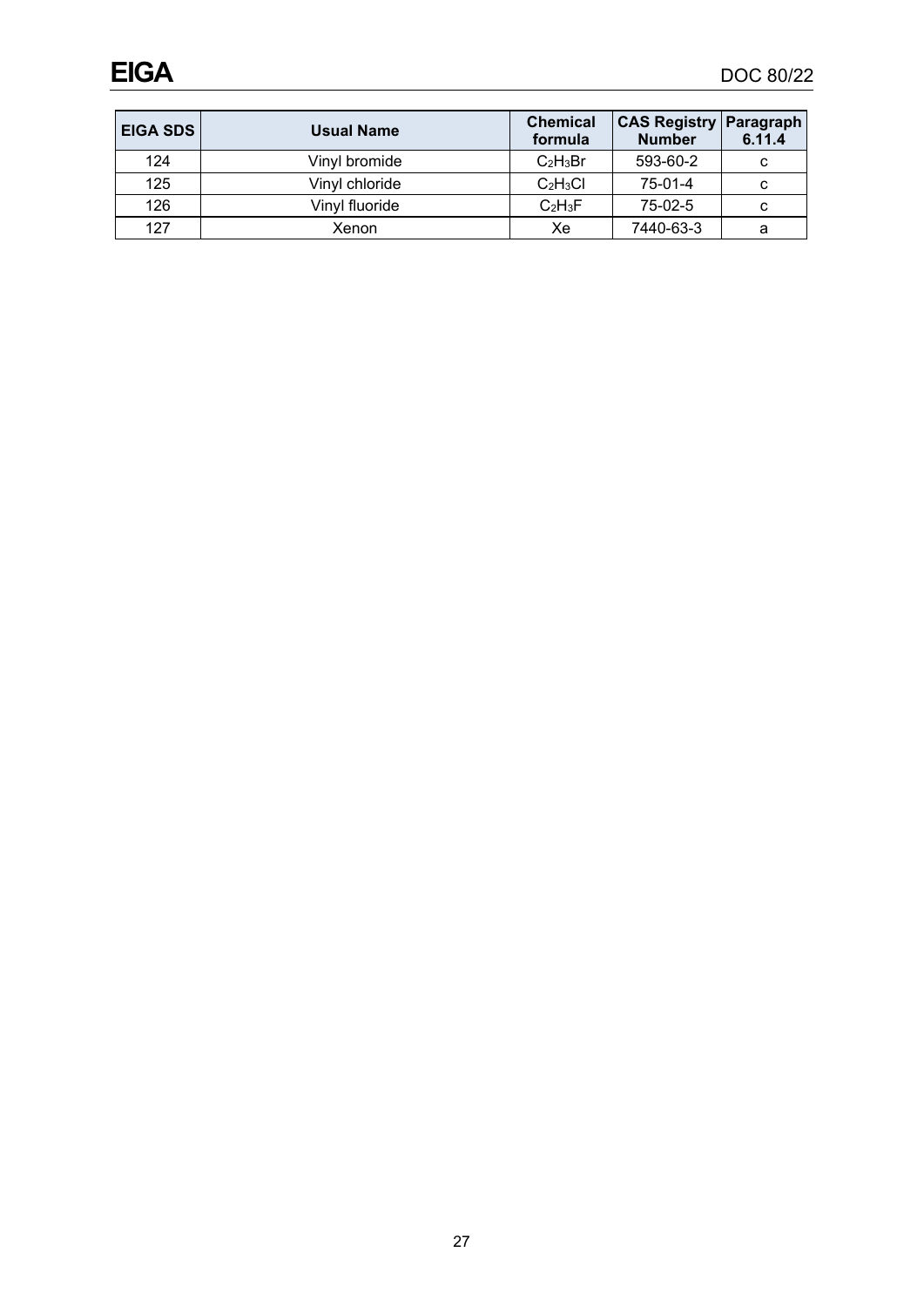| EIGA SDS | Usual Name | Chemical formula | CAS Registry Number | Paragraph 6.11.4 |
|---|---|---|---|---|
| 124 | Vinyl bromide | $C_2H_3Br$ | 593-60-2 | c |
| 125 | Vinyl chloride | $C_2H_3Cl$ | 75-01-4 | c |
| 126 | Vinyl fluoride | $C_2H_3F$ | 75-02-5 | c |
| 127 | Xenon | Xe | 7440-63-3 | a |